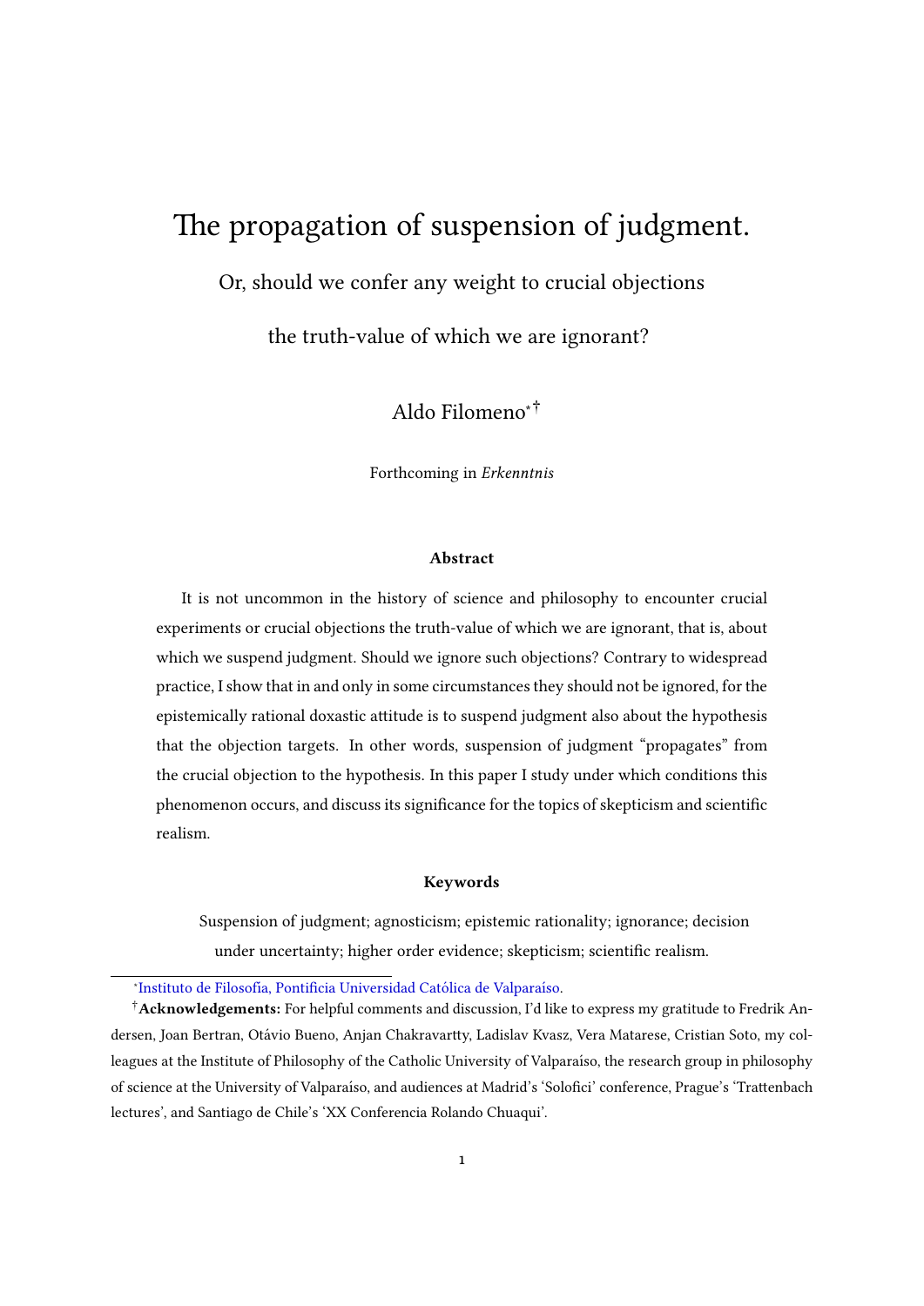# The propagation of suspension of judgment.

Or, should we confer any weight to crucial objections

the truth-value of which we are ignorant?

Aldo Filomeno[*][†]

Forthcoming in *Erkenntnis*

### Abstract

It is not uncommon in the history of science and philosophy to encounter crucial experiments or crucial objections the truth-value of which we are ignorant, that is, about which we suspend judgment. Should we ignore such objections? Contrary to widespread practice, I show that in and only in some circumstances they should not be ignored, for the epistemically rational doxastic attitude is to suspend judgment also about the hypothesis that the objection targets. In other words, suspension of judgment "propagates" from the crucial objection to the hypothesis. In this paper I study under which conditions this phenomenon occurs, and discuss its significance for the topics of skepticism and scientific realism.

### Keywords

Suspension of judgment; agnosticism; epistemic rationality; ignorance; decision under uncertainty; higher order evidence; skepticism; scientific realism.

---

[*] Instituto de Filosofía, Pontificia Universidad Católica de Valparaíso.

[†] **Acknowledgements:** For helpful comments and discussion, I'd like to express my gratitude to Fredrik Andersen, Joan Bertran, Otávio Bueno, Anjan Chakravartty, Ladislav Kvasz, Vera Matarese, Cristian Soto, my colleagues at the Institute of Philosophy of the Catholic University of Valparaíso, the research group in philosophy of science at the University of Valparaíso, and audiences at Madrid's 'Solofici' conference, Prague's 'Trattenbach lectures', and Santiago de Chile's 'XX Conferencia Rolando Chuaqui'.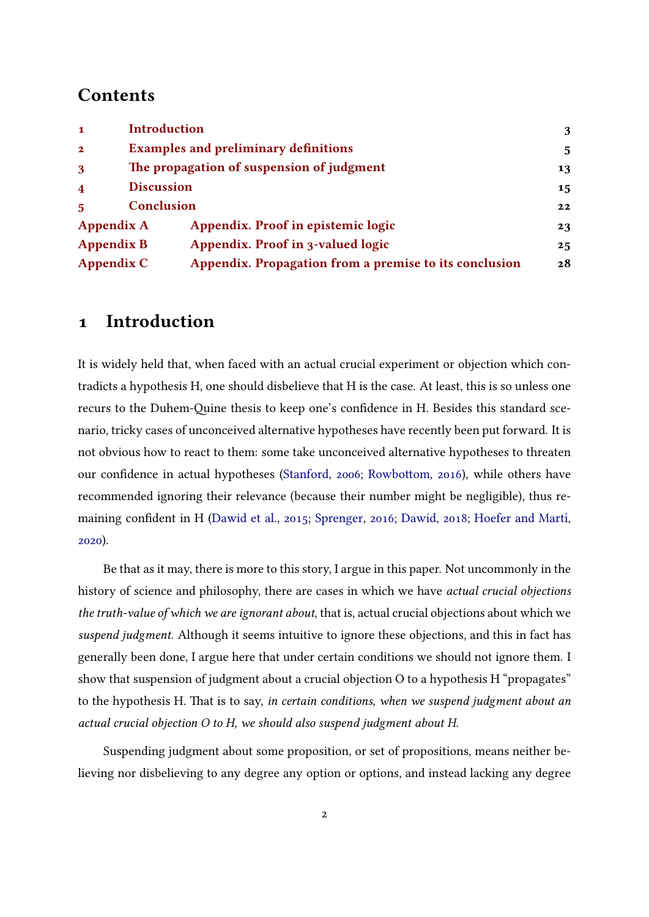## Contents

| | | |
|---|---|---|
| 1 | Introduction | 3 |
| 2 | Examples and preliminary definitions | 5 |
| 3 | The propagation of suspension of judgment | 13 |
| 4 | Discussion | 15 |
| 5 | Conclusion | 22 |
| Appendix A | Appendix. Proof in epistemic logic | 23 |
| Appendix B | Appendix. Proof in 3-valued logic | 25 |
| Appendix C | Appendix. Propagation from a premise to its conclusion | 28 |

# 1 Introduction

It is widely held that, when faced with an actual crucial experiment or objection which contradicts a hypothesis H, one should disbelieve that H is the case. At least, this is so unless one recurs to the Duhem-Quine thesis to keep one's confidence in H. Besides this standard scenario, tricky cases of unconceived alternative hypotheses have recently been put forward. It is not obvious how to react to them: some take unconceived alternative hypotheses to threaten our confidence in actual hypotheses (Stanford, 2006; Rowbottom, 2016), while others have recommended ignoring their relevance (because their number might be negligible), thus remaining confident in H (Dawid et al., 2015; Sprenger, 2016; Dawid, 2018; Hoefer and Martí, 2020).

Be that as it may, there is more to this story, I argue in this paper. Not uncommonly in the history of science and philosophy, there are cases in which we have *actual crucial objections the truth-value of which we are ignorant about*, that is, actual crucial objections about which we *suspend judgment*. Although it seems intuitive to ignore these objections, and this in fact has generally been done, I argue here that under certain conditions we should not ignore them. I show that suspension of judgment about a crucial objection O to a hypothesis H "propagates" to the hypothesis H. That is to say, *in certain conditions, when we suspend judgment about an actual crucial objection O to H, we should also suspend judgment about H.*

Suspending judgment about some proposition, or set of propositions, means neither believing nor disbelieving to any degree any option or options, and instead lacking any degree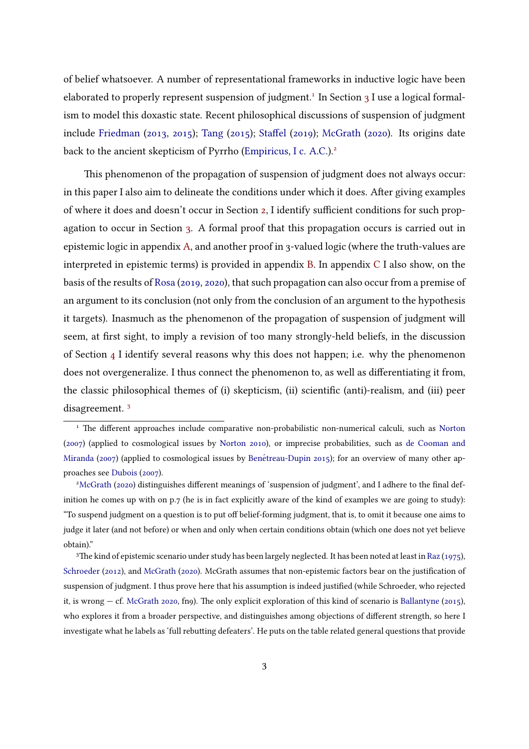of belief whatsoever. A number of representational frameworks in inductive logic have been elaborated to properly represent suspension of judgment.[1] In Section 3 I use a logical formalism to model this doxastic state. Recent philosophical discussions of suspension of judgment include Friedman (2013, 2015); Tang (2015); Staffel (2019); McGrath (2020). Its origins date back to the ancient skepticism of Pyrrho (Empiricus, I c. A.C.).[2]

This phenomenon of the propagation of suspension of judgment does not always occur: in this paper I also aim to delineate the conditions under which it does. After giving examples of where it does and doesn't occur in Section 2, I identify sufficient conditions for such propagation to occur in Section 3. A formal proof that this propagation occurs is carried out in epistemic logic in appendix A, and another proof in 3-valued logic (where the truth-values are interpreted in epistemic terms) is provided in appendix B. In appendix C I also show, on the basis of the results of Rosa (2019, 2020), that such propagation can also occur from a premise of an argument to its conclusion (not only from the conclusion of an argument to the hypothesis it targets). Inasmuch as the phenomenon of the propagation of suspension of judgment will seem, at first sight, to imply a revision of too many strongly-held beliefs, in the discussion of Section 4 I identify several reasons why this does not happen; i.e. why the phenomenon does not overgeneralize. I thus connect the phenomenon to, as well as differentiating it from, the classic philosophical themes of (i) skepticism, (ii) scientific (anti)-realism, and (iii) peer disagreement. [3]

---

[1] The different approaches include comparative non-probabilistic non-numerical calculi, such as Norton (2007) (applied to cosmological issues by Norton 2010), or imprecise probabilities, such as de Cooman and Miranda (2007) (applied to cosmological issues by Benétreau-Dupin 2015); for an overview of many other approaches see Dubois (2007).

[2] McGrath (2020) distinguishes different meanings of 'suspension of judgment', and I adhere to the final definition he comes up with on p.7 (he is in fact explicitly aware of the kind of examples we are going to study): "To suspend judgment on a question is to put off belief-forming judgment, that is, to omit it because one aims to judge it later (and not before) or when and only when certain conditions obtain (which one does not yet believe obtain)."

[3] The kind of epistemic scenario under study has been largely neglected. It has been noted at least in Raz (1975), Schroeder (2012), and McGrath (2020). McGrath assumes that non-epistemic factors bear on the justification of suspension of judgment. I thus prove here that his assumption is indeed justified (while Schroeder, who rejected it, is wrong — cf. McGrath 2020, fn9). The only explicit exploration of this kind of scenario is Ballantyne (2015), who explores it from a broader perspective, and distinguishes among objections of different strength, so here I investigate what he labels as 'full rebutting defeaters'. He puts on the table related general questions that provide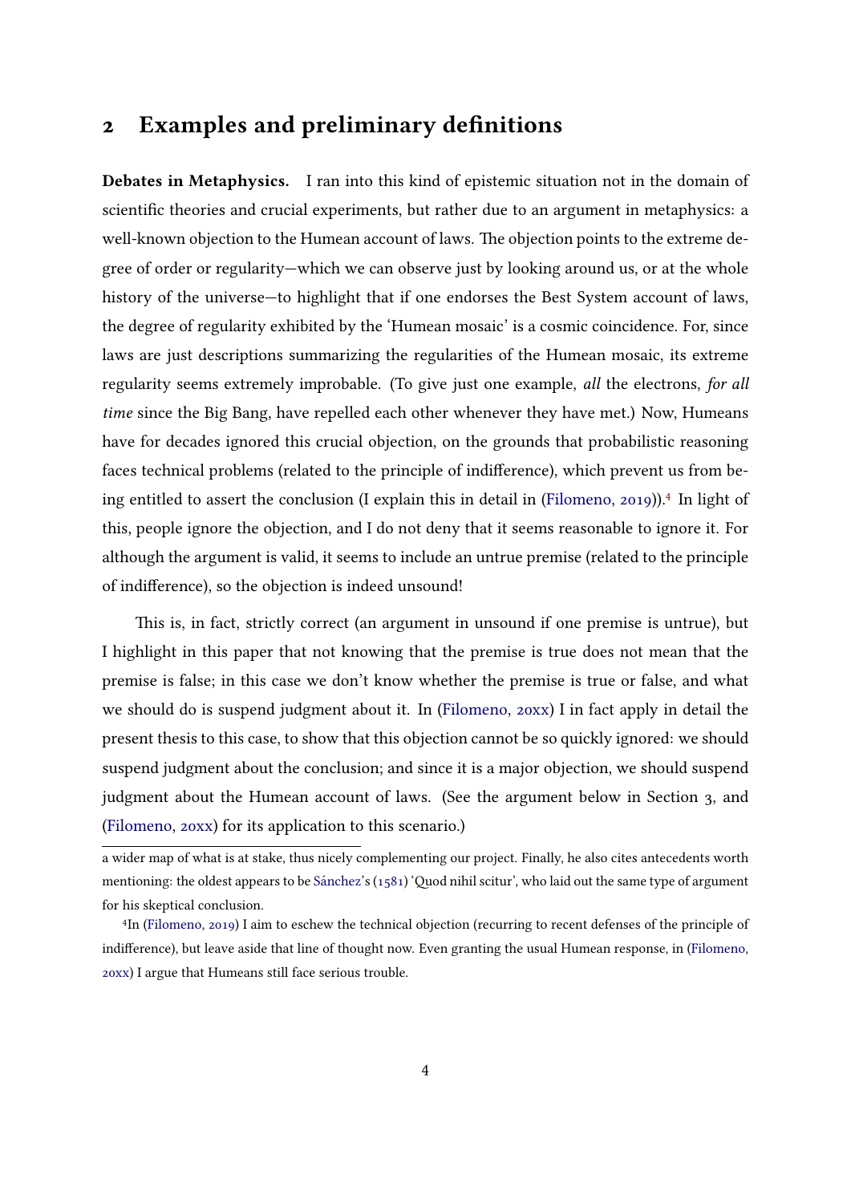## 2 Examples and preliminary definitions

**Debates in Metaphysics.** I ran into this kind of epistemic situation not in the domain of scientific theories and crucial experiments, but rather due to an argument in metaphysics: a well-known objection to the Humean account of laws. The objection points to the extreme degree of order or regularity—which we can observe just by looking around us, or at the whole history of the universe—to highlight that if one endorses the Best System account of laws, the degree of regularity exhibited by the 'Humean mosaic' is a cosmic coincidence. For, since laws are just descriptions summarizing the regularities of the Humean mosaic, its extreme regularity seems extremely improbable. (To give just one example, *all* the electrons, *for all time* since the Big Bang, have repelled each other whenever they have met.) Now, Humeans have for decades ignored this crucial objection, on the grounds that probabilistic reasoning faces technical problems (related to the principle of indifference), which prevent us from being entitled to assert the conclusion (I explain this in detail in (Filomeno, 2019)).[4] In light of this, people ignore the objection, and I do not deny that it seems reasonable to ignore it. For although the argument is valid, it seems to include an untrue premise (related to the principle of indifference), so the objection is indeed unsound!

This is, in fact, strictly correct (an argument in unsound if one premise is untrue), but I highlight in this paper that not knowing that the premise is true does not mean that the premise is false; in this case we don't know whether the premise is true or false, and what we should do is suspend judgment about it. In (Filomeno, 20xx) I in fact apply in detail the present thesis to this case, to show that this objection cannot be so quickly ignored: we should suspend judgment about the conclusion; and since it is a major objection, we should suspend judgment about the Humean account of laws. (See the argument below in Section 3, and (Filomeno, 20xx) for its application to this scenario.)

---

a wider map of what is at stake, thus nicely complementing our project. Finally, he also cites antecedents worth mentioning: the oldest appears to be Sánchez's (1581) 'Quod nihil scitur', who laid out the same type of argument for his skeptical conclusion.

[4] In (Filomeno, 2019) I aim to eschew the technical objection (recurring to recent defenses of the principle of indifference), but leave aside that line of thought now. Even granting the usual Humean response, in (Filomeno, 20xx) I argue that Humeans still face serious trouble.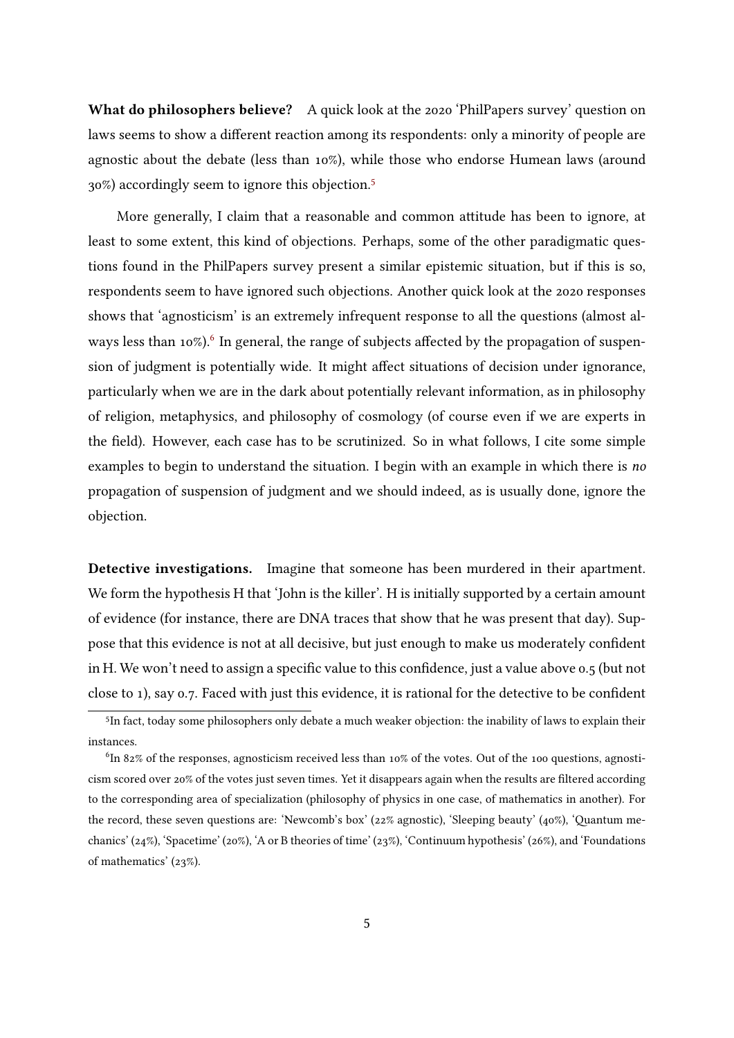**What do philosophers believe?** A quick look at the 2020 'PhilPapers survey' question on laws seems to show a different reaction among its respondents: only a minority of people are agnostic about the debate (less than 10%), while those who endorse Humean laws (around 30%) accordingly seem to ignore this objection.[5]

More generally, I claim that a reasonable and common attitude has been to ignore, at least to some extent, this kind of objections. Perhaps, some of the other paradigmatic questions found in the PhilPapers survey present a similar epistemic situation, but if this is so, respondents seem to have ignored such objections. Another quick look at the 2020 responses shows that 'agnosticism' is an extremely infrequent response to all the questions (almost always less than 10%).[6] In general, the range of subjects affected by the propagation of suspension of judgment is potentially wide. It might affect situations of decision under ignorance, particularly when we are in the dark about potentially relevant information, as in philosophy of religion, metaphysics, and philosophy of cosmology (of course even if we are experts in the field). However, each case has to be scrutinized. So in what follows, I cite some simple examples to begin to understand the situation. I begin with an example in which there is *no* propagation of suspension of judgment and we should indeed, as is usually done, ignore the objection.

**Detective investigations.** Imagine that someone has been murdered in their apartment. We form the hypothesis H that 'John is the killer'. H is initially supported by a certain amount of evidence (for instance, there are DNA traces that show that he was present that day). Suppose that this evidence is not at all decisive, but just enough to make us moderately confident in H. We won't need to assign a specific value to this confidence, just a value above 0.5 (but not close to 1), say 0.7. Faced with just this evidence, it is rational for the detective to be confident

[5] In fact, today some philosophers only debate a much weaker objection: the inability of laws to explain their instances.

[6] In 82% of the responses, agnosticism received less than 10% of the votes. Out of the 100 questions, agnosticism scored over 20% of the votes just seven times. Yet it disappears again when the results are filtered according to the corresponding area of specialization (philosophy of physics in one case, of mathematics in another). For the record, these seven questions are: 'Newcomb's box' (22% agnostic), 'Sleeping beauty' (40%), 'Quantum mechanics' (24%), 'Spacetime' (20%), 'A or B theories of time' (23%), 'Continuum hypothesis' (26%), and 'Foundations of mathematics' (23%).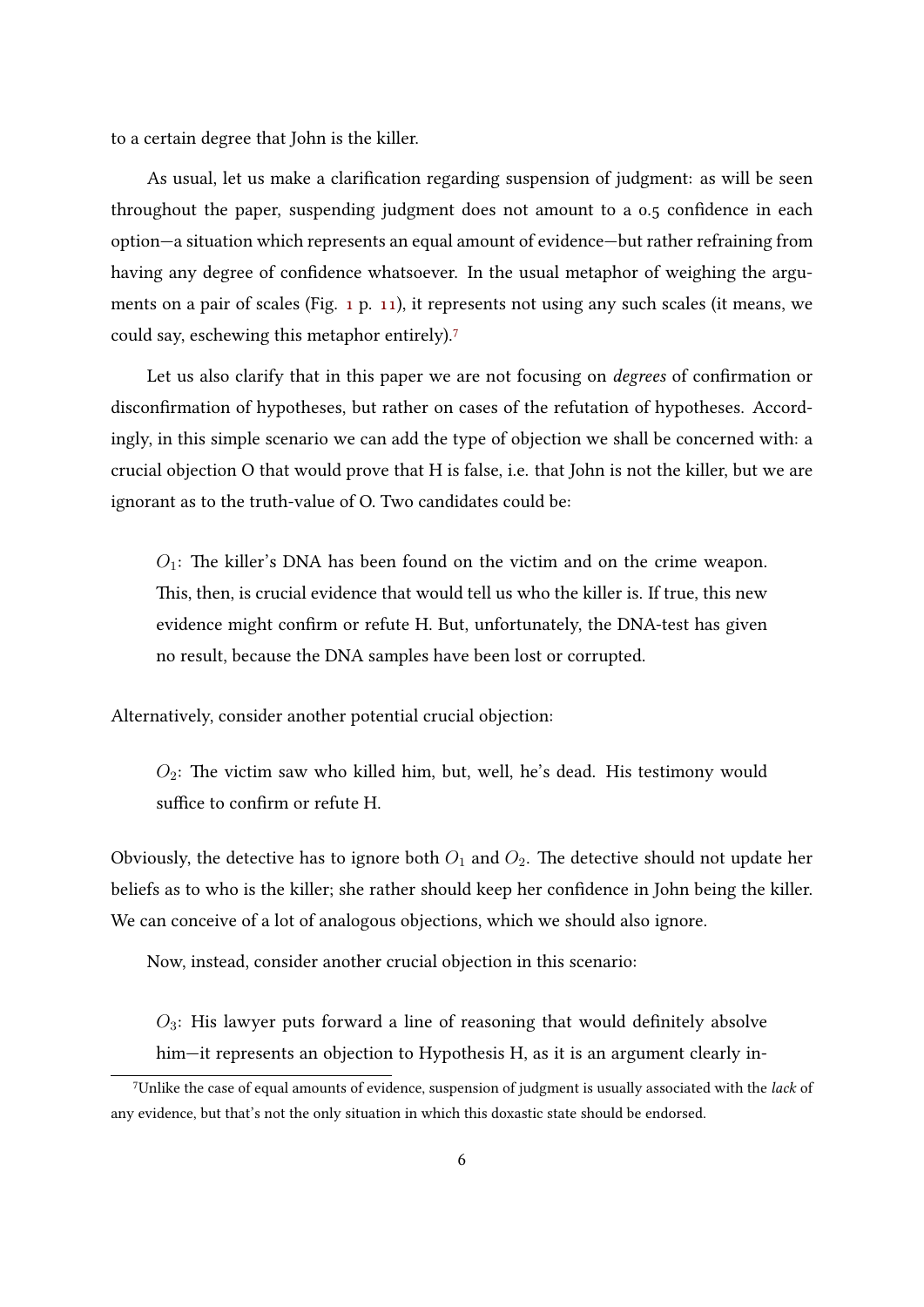to a certain degree that John is the killer.

As usual, let us make a clarification regarding suspension of judgment: as will be seen throughout the paper, suspending judgment does not amount to a 0.5 confidence in each option—a situation which represents an equal amount of evidence—but rather refraining from having any degree of confidence whatsoever. In the usual metaphor of weighing the arguments on a pair of scales (Fig. 1 p. 11), it represents not using any such scales (it means, we could say, eschewing this metaphor entirely).[7]

Let us also clarify that in this paper we are not focusing on *degrees* of confirmation or disconfirmation of hypotheses, but rather on cases of the refutation of hypotheses. Accordingly, in this simple scenario we can add the type of objection we shall be concerned with: a crucial objection O that would prove that H is false, i.e. that John is not the killer, but we are ignorant as to the truth-value of O. Two candidates could be:

> $O_1$: The killer's DNA has been found on the victim and on the crime weapon. This, then, is crucial evidence that would tell us who the killer is. If true, this new evidence might confirm or refute H. But, unfortunately, the DNA-test has given no result, because the DNA samples have been lost or corrupted.

Alternatively, consider another potential crucial objection:

> $O_2$: The victim saw who killed him, but, well, he's dead. His testimony would suffice to confirm or refute H.

Obviously, the detective has to ignore both $O_1$ and $O_2$. The detective should not update her beliefs as to who is the killer; she rather should keep her confidence in John being the killer. We can conceive of a lot of analogous objections, which we should also ignore.

Now, instead, consider another crucial objection in this scenario:

> $O_3$: His lawyer puts forward a line of reasoning that would definitely absolve him—it represents an objection to Hypothesis H, as it is an argument clearly in-

[7] Unlike the case of equal amounts of evidence, suspension of judgment is usually associated with the *lack* of any evidence, but that's not the only situation in which this doxastic state should be endorsed.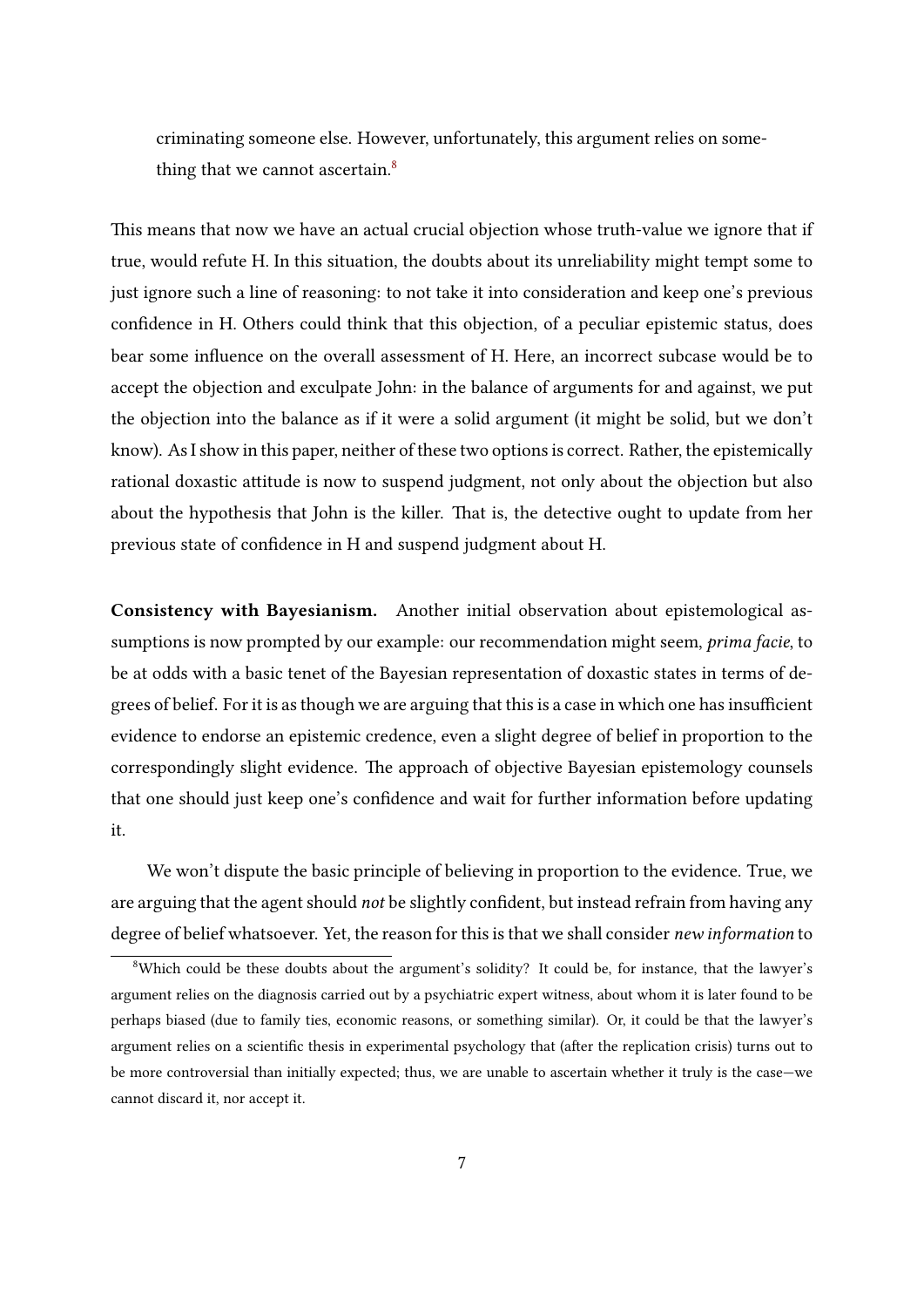criminating someone else. However, unfortunately, this argument relies on something that we cannot ascertain.[8]

This means that now we have an actual crucial objection whose truth-value we ignore that if true, would refute H. In this situation, the doubts about its unreliability might tempt some to just ignore such a line of reasoning: to not take it into consideration and keep one's previous confidence in H. Others could think that this objection, of a peculiar epistemic status, does bear some influence on the overall assessment of H. Here, an incorrect subcase would be to accept the objection and exculpate John: in the balance of arguments for and against, we put the objection into the balance as if it were a solid argument (it might be solid, but we don't know). As I show in this paper, neither of these two options is correct. Rather, the epistemically rational doxastic attitude is now to suspend judgment, not only about the objection but also about the hypothesis that John is the killer. That is, the detective ought to update from her previous state of confidence in H and suspend judgment about H.

**Consistency with Bayesianism.** Another initial observation about epistemological assumptions is now prompted by our example: our recommendation might seem, *prima facie*, to be at odds with a basic tenet of the Bayesian representation of doxastic states in terms of degrees of belief. For it is as though we are arguing that this is a case in which one has insufficient evidence to endorse an epistemic credence, even a slight degree of belief in proportion to the correspondingly slight evidence. The approach of objective Bayesian epistemology counsels that one should just keep one's confidence and wait for further information before updating it.

We won't dispute the basic principle of believing in proportion to the evidence. True, we are arguing that the agent should *not* be slightly confident, but instead refrain from having any degree of belief whatsoever. Yet, the reason for this is that we shall consider *new information* to

[8] Which could be these doubts about the argument's solidity? It could be, for instance, that the lawyer's argument relies on the diagnosis carried out by a psychiatric expert witness, about whom it is later found to be perhaps biased (due to family ties, economic reasons, or something similar). Or, it could be that the lawyer's argument relies on a scientific thesis in experimental psychology that (after the replication crisis) turns out to be more controversial than initially expected; thus, we are unable to ascertain whether it truly is the case—we cannot discard it, nor accept it.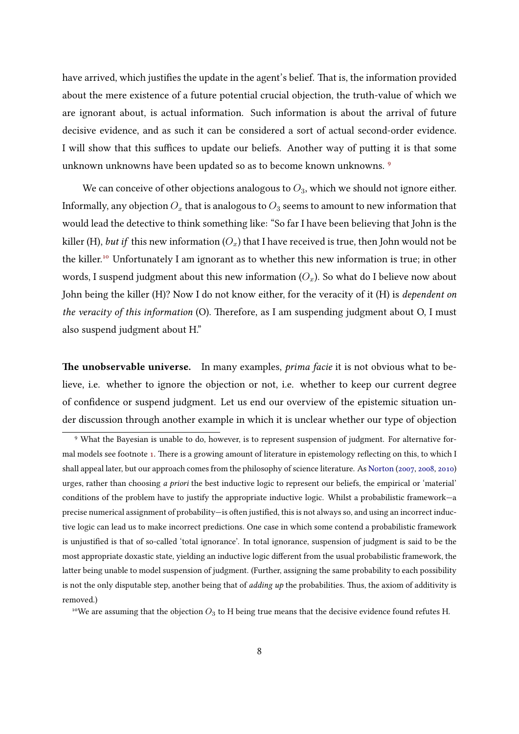have arrived, which justifies the update in the agent's belief. That is, the information provided about the mere existence of a future potential crucial objection, the truth-value of which we are ignorant about, is actual information. Such information is about the arrival of future decisive evidence, and as such it can be considered a sort of actual second-order evidence. I will show that this suffices to update our beliefs. Another way of putting it is that some unknown unknowns have been updated so as to become known unknowns. [9]

We can conceive of other objections analogous to $O_3$, which we should not ignore either. Informally, any objection $O_x$ that is analogous to $O_3$ seems to amount to new information that would lead the detective to think something like: "So far I have been believing that John is the killer (H), *but if* this new information ($O_x$) that I have received is true, then John would not be the killer.[10] Unfortunately I am ignorant as to whether this new information is true; in other words, I suspend judgment about this new information ($O_x$). So what do I believe now about John being the killer (H)? Now I do not know either, for the veracity of it (H) is *dependent on the veracity of this information* (O). Therefore, as I am suspending judgment about O, I must also suspend judgment about H."

**The unobservable universe.** In many examples, *prima facie* it is not obvious what to believe, i.e. whether to ignore the objection or not, i.e. whether to keep our current degree of confidence or suspend judgment. Let us end our overview of the epistemic situation under discussion through another example in which it is unclear whether our type of objection

[9] What the Bayesian is unable to do, however, is to represent suspension of judgment. For alternative formal models see footnote 1. There is a growing amount of literature in epistemology reflecting on this, to which I shall appeal later, but our approach comes from the philosophy of science literature. As Norton (2007, 2008, 2010) urges, rather than choosing *a priori* the best inductive logic to represent our beliefs, the empirical or 'material' conditions of the problem have to justify the appropriate inductive logic. Whilst a probabilistic framework—a precise numerical assignment of probability—is often justified, this is not always so, and using an incorrect inductive logic can lead us to make incorrect predictions. One case in which some contend a probabilistic framework is unjustified is that of so-called 'total ignorance'. In total ignorance, suspension of judgment is said to be the most appropriate doxastic state, yielding an inductive logic different from the usual probabilistic framework, the latter being unable to model suspension of judgment. (Further, assigning the same probability to each possibility is not the only disputable step, another being that of *adding up* the probabilities. Thus, the axiom of additivity is removed.)

[10] We are assuming that the objection $O_3$ to H being true means that the decisive evidence found refutes H.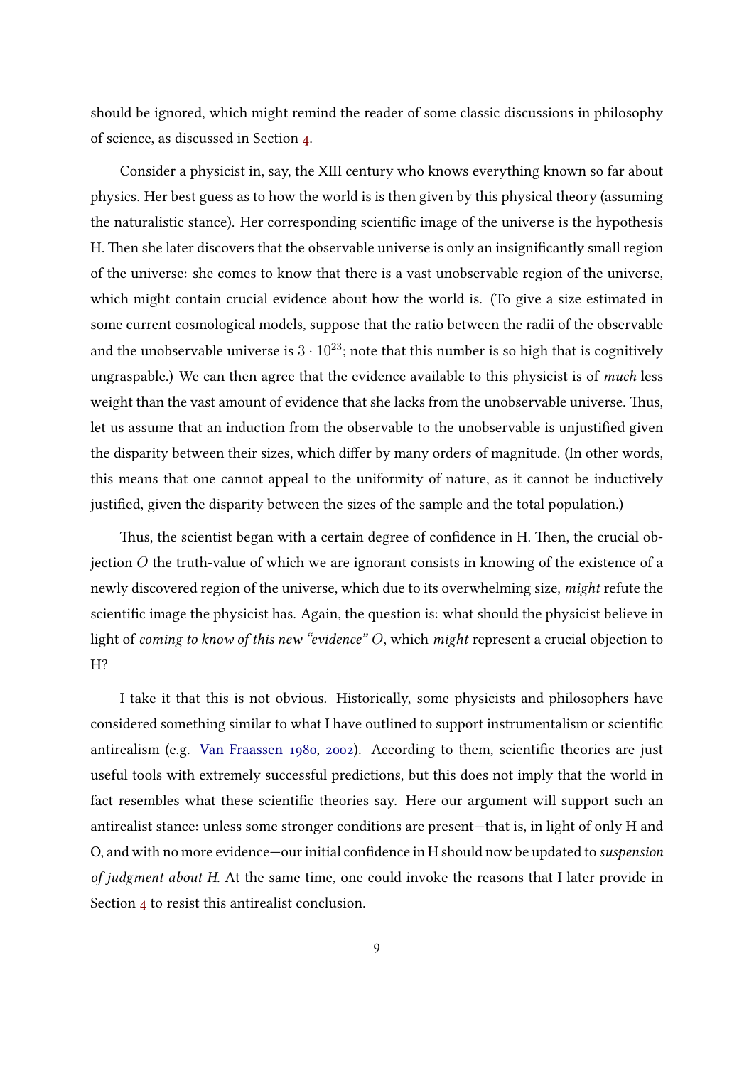should be ignored, which might remind the reader of some classic discussions in philosophy of science, as discussed in Section 4.

Consider a physicist in, say, the XIII century who knows everything known so far about physics. Her best guess as to how the world is is then given by this physical theory (assuming the naturalistic stance). Her corresponding scientific image of the universe is the hypothesis H. Then she later discovers that the observable universe is only an insignificantly small region of the universe: she comes to know that there is a vast unobservable region of the universe, which might contain crucial evidence about how the world is. (To give a size estimated in some current cosmological models, suppose that the ratio between the radii of the observable and the unobservable universe is $3 \cdot 10^{23}$; note that this number is so high that is cognitively ungraspable.) We can then agree that the evidence available to this physicist is of *much* less weight than the vast amount of evidence that she lacks from the unobservable universe. Thus, let us assume that an induction from the observable to the unobservable is unjustified given the disparity between their sizes, which differ by many orders of magnitude. (In other words, this means that one cannot appeal to the uniformity of nature, as it cannot be inductively justified, given the disparity between the sizes of the sample and the total population.)

Thus, the scientist began with a certain degree of confidence in H. Then, the crucial objection $O$ the truth-value of which we are ignorant consists in knowing of the existence of a newly discovered region of the universe, which due to its overwhelming size, *might* refute the scientific image the physicist has. Again, the question is: what should the physicist believe in light of *coming to know of this new "evidence" $O$*, which *might* represent a crucial objection to H?

I take it that this is not obvious. Historically, some physicists and philosophers have considered something similar to what I have outlined to support instrumentalism or scientific antirealism (e.g. Van Fraassen 1980, 2002). According to them, scientific theories are just useful tools with extremely successful predictions, but this does not imply that the world in fact resembles what these scientific theories say. Here our argument will support such an antirealist stance: unless some stronger conditions are present—that is, in light of only H and O, and with no more evidence—our initial confidence in H should now be updated to *suspension of judgment about H.* At the same time, one could invoke the reasons that I later provide in Section 4 to resist this antirealist conclusion.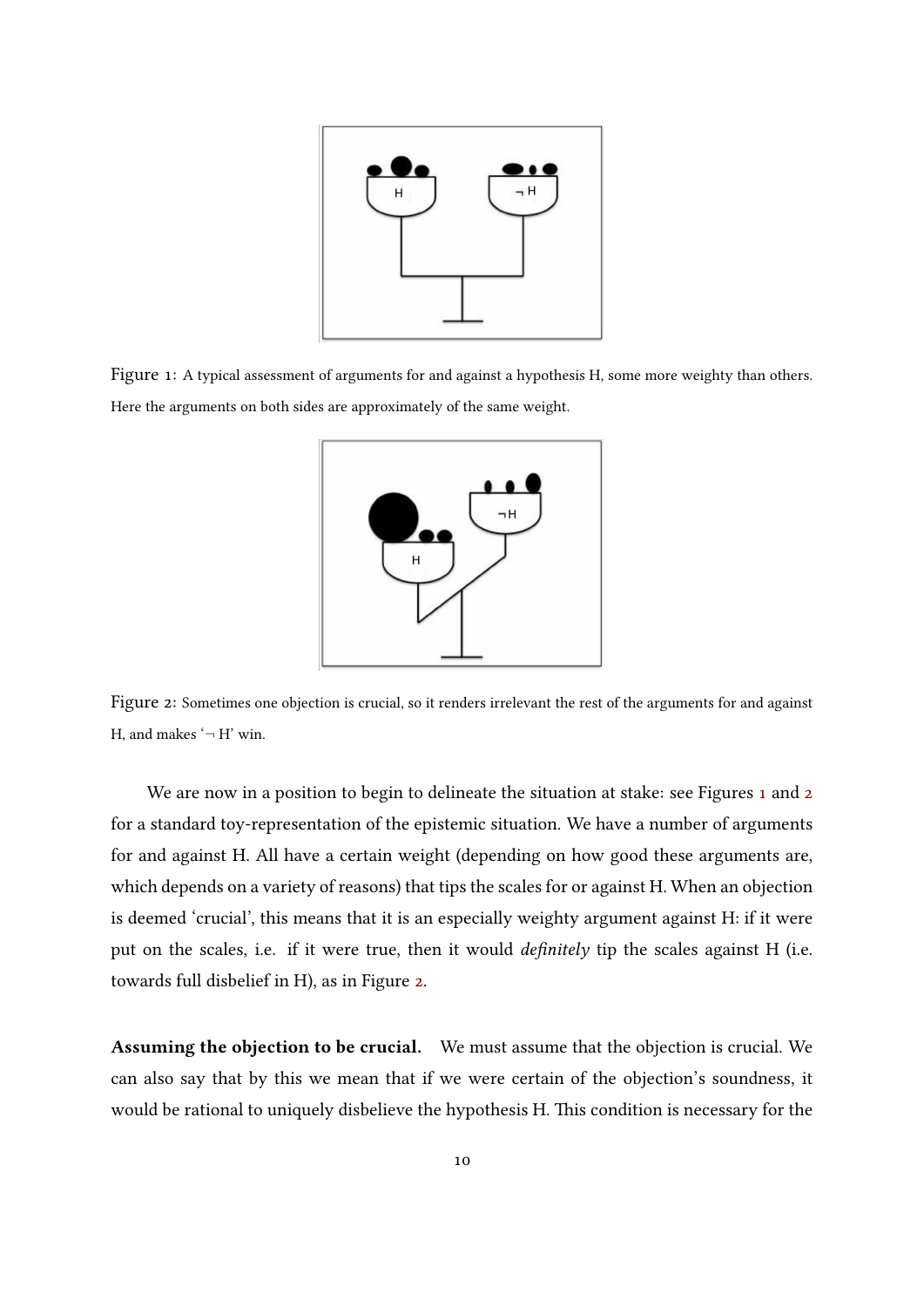Figure 1: A typical assessment of arguments for and against a hypothesis H, some more weighty than others. Here the arguments on both sides are approximately of the same weight.

Figure 2: Sometimes one objection is crucial, so it renders irrelevant the rest of the arguments for and against H, and makes '¬ H' win.

We are now in a position to begin to delineate the situation at stake: see Figures 1 and 2 for a standard toy-representation of the epistemic situation. We have a number of arguments for and against H. All have a certain weight (depending on how good these arguments are, which depends on a variety of reasons) that tips the scales for or against H. When an objection is deemed 'crucial', this means that it is an especially weighty argument against H: if it were put on the scales, i.e. if it were true, then it would *definitely* tip the scales against H (i.e. towards full disbelief in H), as in Figure 2.

**Assuming the objection to be crucial.** We must assume that the objection is crucial. We can also say that by this we mean that if we were certain of the objection's soundness, it would be rational to uniquely disbelieve the hypothesis H. This condition is necessary for the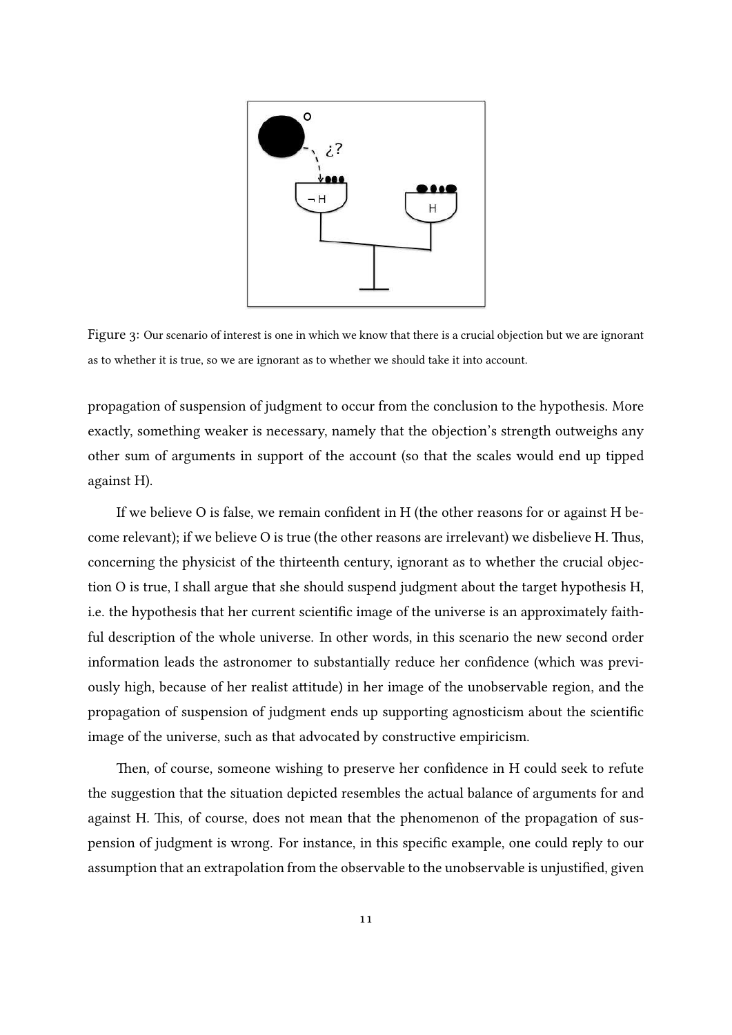Figure 3: Our scenario of interest is one in which we know that there is a crucial objection but we are ignorant as to whether it is true, so we are ignorant as to whether we should take it into account.

propagation of suspension of judgment to occur from the conclusion to the hypothesis. More exactly, something weaker is necessary, namely that the objection's strength outweighs any other sum of arguments in support of the account (so that the scales would end up tipped against H).

If we believe O is false, we remain confident in H (the other reasons for or against H become relevant); if we believe O is true (the other reasons are irrelevant) we disbelieve H. Thus, concerning the physicist of the thirteenth century, ignorant as to whether the crucial objection O is true, I shall argue that she should suspend judgment about the target hypothesis H, i.e. the hypothesis that her current scientific image of the universe is an approximately faithful description of the whole universe. In other words, in this scenario the new second order information leads the astronomer to substantially reduce her confidence (which was previously high, because of her realist attitude) in her image of the unobservable region, and the propagation of suspension of judgment ends up supporting agnosticism about the scientific image of the universe, such as that advocated by constructive empiricism.

Then, of course, someone wishing to preserve her confidence in H could seek to refute the suggestion that the situation depicted resembles the actual balance of arguments for and against H. This, of course, does not mean that the phenomenon of the propagation of suspension of judgment is wrong. For instance, in this specific example, one could reply to our assumption that an extrapolation from the observable to the unobservable is unjustified, given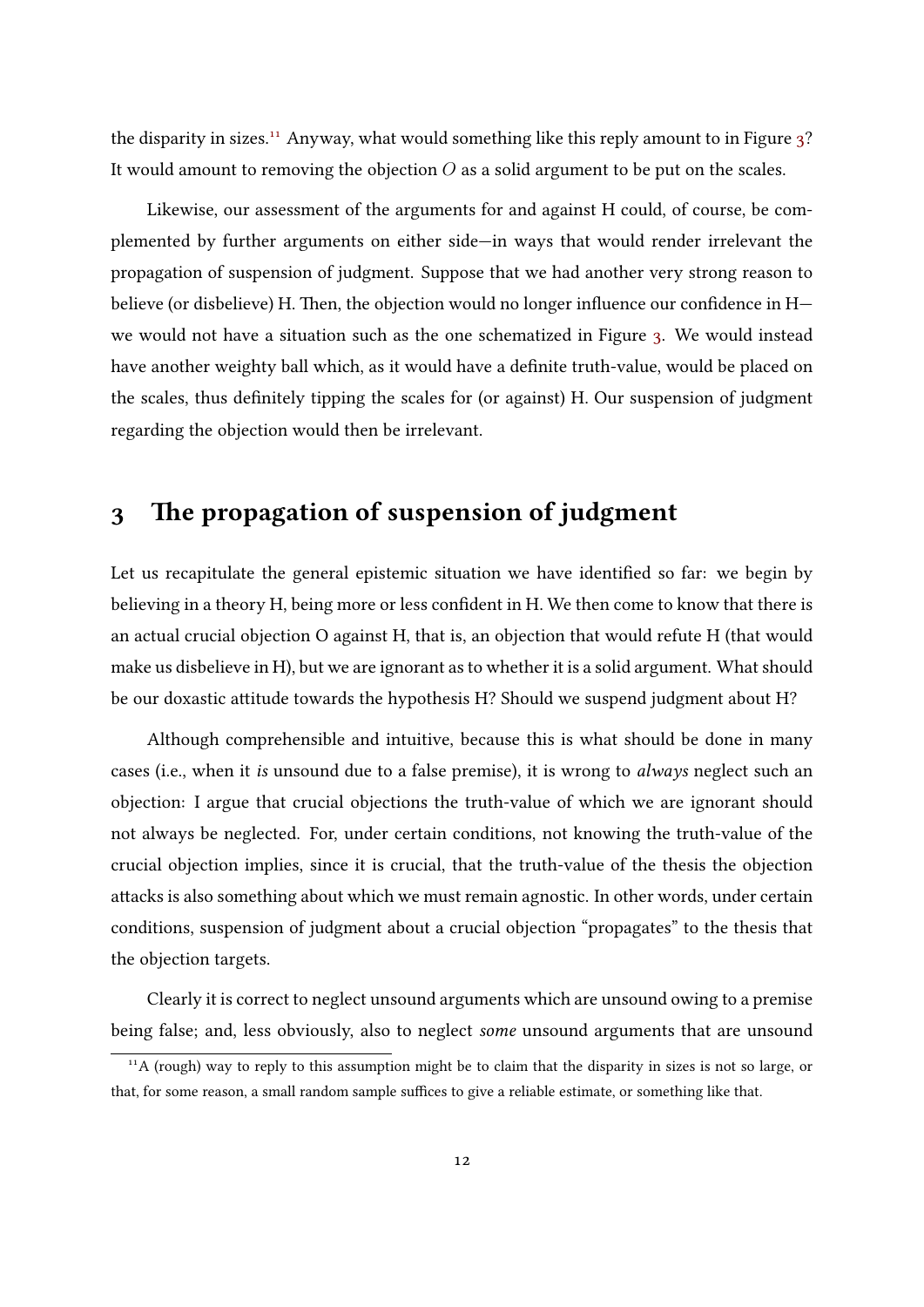the disparity in sizes.[11] Anyway, what would something like this reply amount to in Figure 3? It would amount to removing the objection $O$ as a solid argument to be put on the scales.

Likewise, our assessment of the arguments for and against H could, of course, be complemented by further arguments on either side—in ways that would render irrelevant the propagation of suspension of judgment. Suppose that we had another very strong reason to believe (or disbelieve) H. Then, the objection would no longer influence our confidence in H—we would not have a situation such as the one schematized in Figure 3. We would instead have another weighty ball which, as it would have a definite truth-value, would be placed on the scales, thus definitely tipping the scales for (or against) H. Our suspension of judgment regarding the objection would then be irrelevant.

## 3 The propagation of suspension of judgment

Let us recapitulate the general epistemic situation we have identified so far: we begin by believing in a theory H, being more or less confident in H. We then come to know that there is an actual crucial objection O against H, that is, an objection that would refute H (that would make us disbelieve in H), but we are ignorant as to whether it is a solid argument. What should be our doxastic attitude towards the hypothesis H? Should we suspend judgment about H?

Although comprehensible and intuitive, because this is what should be done in many cases (i.e., when it *is* unsound due to a false premise), it is wrong to *always* neglect such an objection: I argue that crucial objections the truth-value of which we are ignorant should not always be neglected. For, under certain conditions, not knowing the truth-value of the crucial objection implies, since it is crucial, that the truth-value of the thesis the objection attacks is also something about which we must remain agnostic. In other words, under certain conditions, suspension of judgment about a crucial objection "propagates" to the thesis that the objection targets.

Clearly it is correct to neglect unsound arguments which are unsound owing to a premise being false; and, less obviously, also to neglect *some* unsound arguments that are unsound

[11] A (rough) way to reply to this assumption might be to claim that the disparity in sizes is not so large, or that, for some reason, a small random sample suffices to give a reliable estimate, or something like that.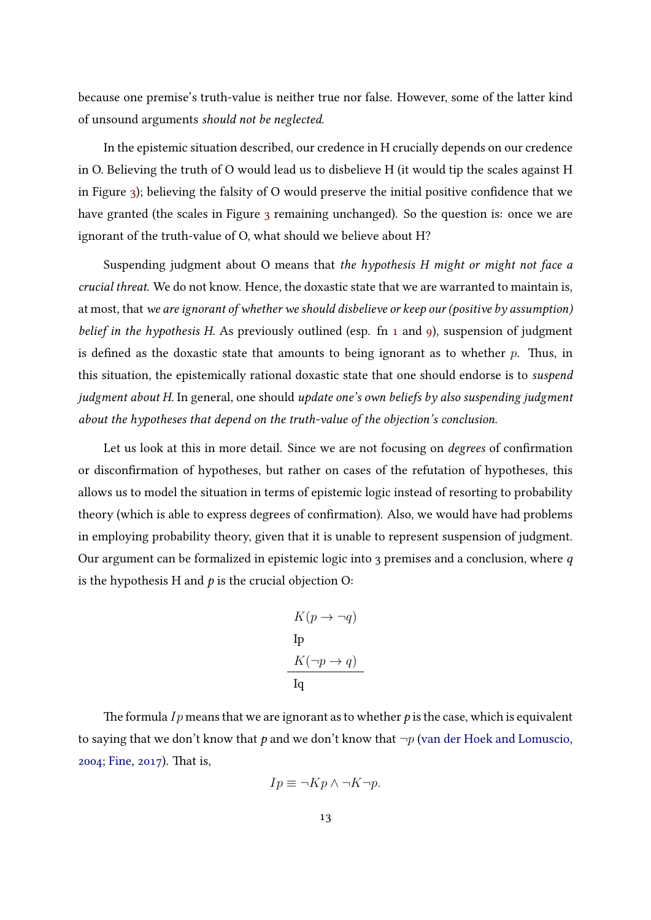because one premise's truth-value is neither true nor false. However, some of the latter kind of unsound arguments *should not be neglected*.

In the epistemic situation described, our credence in H crucially depends on our credence in O. Believing the truth of O would lead us to disbelieve H (it would tip the scales against H in Figure 3); believing the falsity of O would preserve the initial positive confidence that we have granted (the scales in Figure 3 remaining unchanged). So the question is: once we are ignorant of the truth-value of O, what should we believe about H?

Suspending judgment about O means that *the hypothesis H might or might not face a crucial threat*. We do not know. Hence, the doxastic state that we are warranted to maintain is, at most, that *we are ignorant of whether we should disbelieve or keep our (positive by assumption) belief in the hypothesis H*. As previously outlined (esp. fn 1 and 9), suspension of judgment is defined as the doxastic state that amounts to being ignorant as to whether $p$. Thus, in this situation, the epistemically rational doxastic state that one should endorse is to *suspend judgment about H*. In general, one should *update one's own beliefs by also suspending judgment about the hypotheses that depend on the truth-value of the objection's conclusion*.

Let us look at this in more detail. Since we are not focusing on *degrees* of confirmation or disconfirmation of hypotheses, but rather on cases of the refutation of hypotheses, this allows us to model the situation in terms of epistemic logic instead of resorting to probability theory (which is able to express degrees of confirmation). Also, we would have had problems in employing probability theory, given that it is unable to represent suspension of judgment. Our argument can be formalized in epistemic logic into 3 premises and a conclusion, where $q$ is the hypothesis H and $p$ is the crucial objection O:

$$
\begin{array}{l}
K(p \to \neg q) \\
\mathrm{I}p \\
K(\neg p \to q) \\
\hline
\mathrm{I}q
\end{array}
$$

The formula $Ip$ means that we are ignorant as to whether $p$ is the case, which is equivalent to saying that we don't know that $p$ and we don't know that $\neg p$ (van der Hoek and Lomuscio, 2004; Fine, 2017). That is,

$$
Ip \equiv \neg Kp \wedge \neg K \neg p.
$$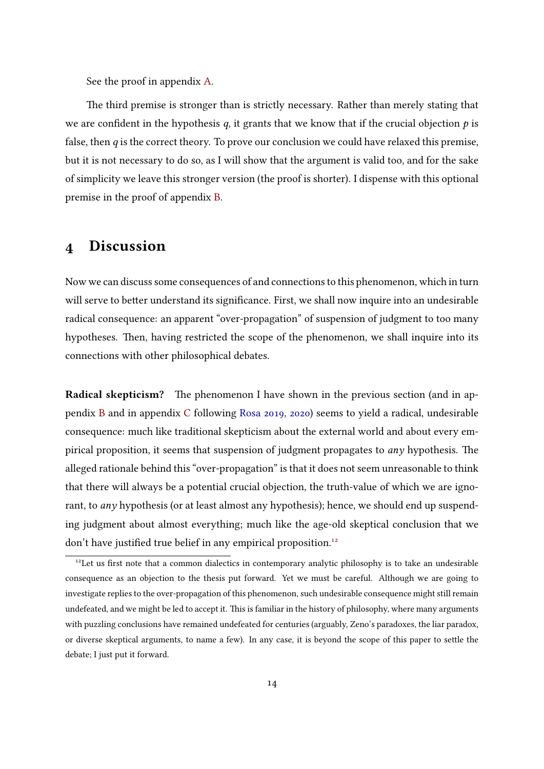See the proof in appendix A.

The third premise is stronger than is strictly necessary. Rather than merely stating that we are confident in the hypothesis $q$, it grants that we know that if the crucial objection $p$ is false, then $q$ is the correct theory. To prove our conclusion we could have relaxed this premise, but it is not necessary to do so, as I will show that the argument is valid too, and for the sake of simplicity we leave this stronger version (the proof is shorter). I dispense with this optional premise in the proof of appendix B.

# 4 Discussion

Now we can discuss some consequences of and connections to this phenomenon, which in turn will serve to better understand its significance. First, we shall now inquire into an undesirable radical consequence: an apparent "over-propagation" of suspension of judgment to too many hypotheses. Then, having restricted the scope of the phenomenon, we shall inquire into its connections with other philosophical debates.

**Radical skepticism?** The phenomenon I have shown in the previous section (and in appendix B and in appendix C following Rosa 2019, 2020) seems to yield a radical, undesirable consequence: much like traditional skepticism about the external world and about every empirical proposition, it seems that suspension of judgment propagates to *any* hypothesis. The alleged rationale behind this "over-propagation" is that it does not seem unreasonable to think that there will always be a potential crucial objection, the truth-value of which we are ignorant, to *any* hypothesis (or at least almost any hypothesis); hence, we should end up suspending judgment about almost everything; much like the age-old skeptical conclusion that we don't have justified true belief in any empirical proposition.[12]

[12] Let us first note that a common dialectics in contemporary analytic philosophy is to take an undesirable consequence as an objection to the thesis put forward. Yet we must be careful. Although we are going to investigate replies to the over-propagation of this phenomenon, such undesirable consequence might still remain undefeated, and we might be led to accept it. This is familiar in the history of philosophy, where many arguments with puzzling conclusions have remained undefeated for centuries (arguably, Zeno's paradoxes, the liar paradox, or diverse skeptical arguments, to name a few). In any case, it is beyond the scope of this paper to settle the debate; I just put it forward.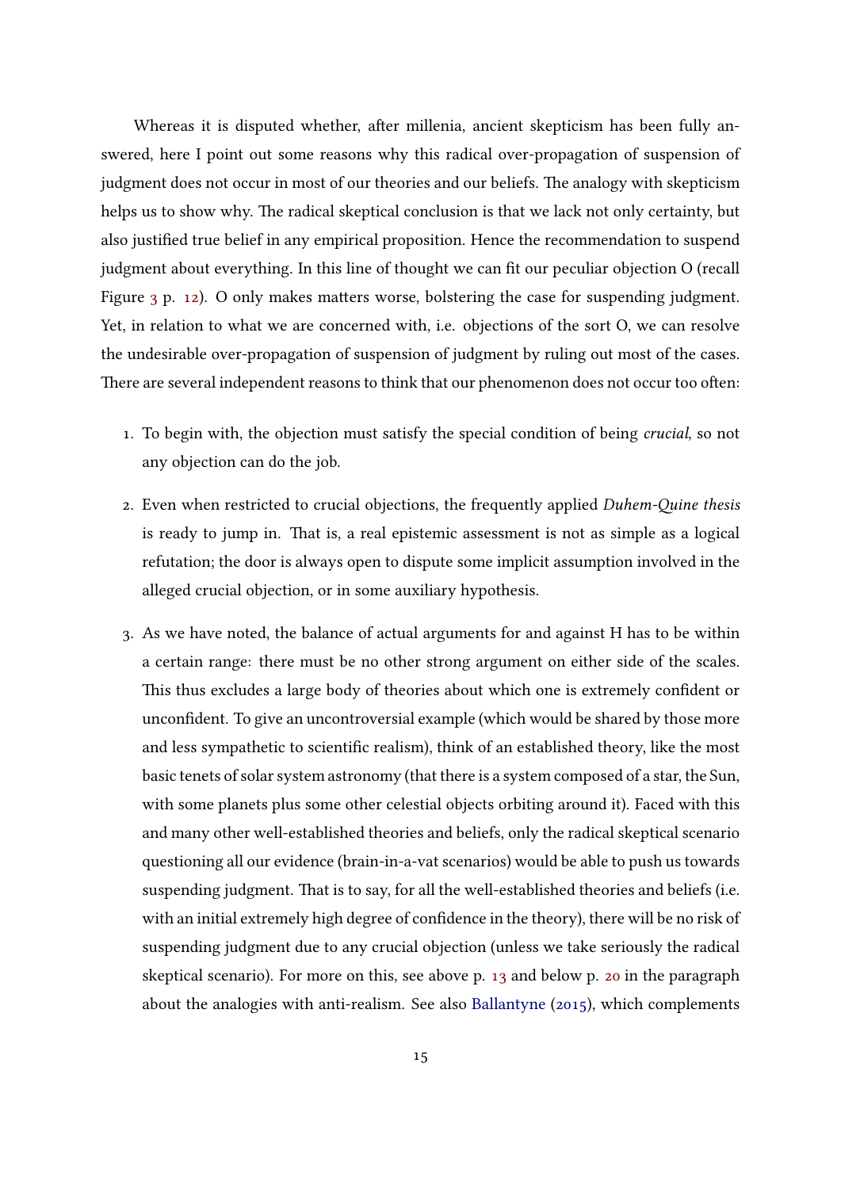Whereas it is disputed whether, after millenia, ancient skepticism has been fully answered, here I point out some reasons why this radical over-propagation of suspension of judgment does not occur in most of our theories and our beliefs. The analogy with skepticism helps us to show why. The radical skeptical conclusion is that we lack not only certainty, but also justified true belief in any empirical proposition. Hence the recommendation to suspend judgment about everything. In this line of thought we can fit our peculiar objection O (recall Figure 3 p. 12). O only makes matters worse, bolstering the case for suspending judgment. Yet, in relation to what we are concerned with, i.e. objections of the sort O, we can resolve the undesirable over-propagation of suspension of judgment by ruling out most of the cases. There are several independent reasons to think that our phenomenon does not occur too often:

1. To begin with, the objection must satisfy the special condition of being *crucial*, so not any objection can do the job.
2. Even when restricted to crucial objections, the frequently applied *Duhem-Quine thesis* is ready to jump in. That is, a real epistemic assessment is not as simple as a logical refutation; the door is always open to dispute some implicit assumption involved in the alleged crucial objection, or in some auxiliary hypothesis.
3. As we have noted, the balance of actual arguments for and against H has to be within a certain range: there must be no other strong argument on either side of the scales. This thus excludes a large body of theories about which one is extremely confident or unconfident. To give an uncontroversial example (which would be shared by those more and less sympathetic to scientific realism), think of an established theory, like the most basic tenets of solar system astronomy (that there is a system composed of a star, the Sun, with some planets plus some other celestial objects orbiting around it). Faced with this and many other well-established theories and beliefs, only the radical skeptical scenario questioning all our evidence (brain-in-a-vat scenarios) would be able to push us towards suspending judgment. That is to say, for all the well-established theories and beliefs (i.e. with an initial extremely high degree of confidence in the theory), there will be no risk of suspending judgment due to any crucial objection (unless we take seriously the radical skeptical scenario). For more on this, see above p. 13 and below p. 20 in the paragraph about the analogies with anti-realism. See also Ballantyne (2015), which complements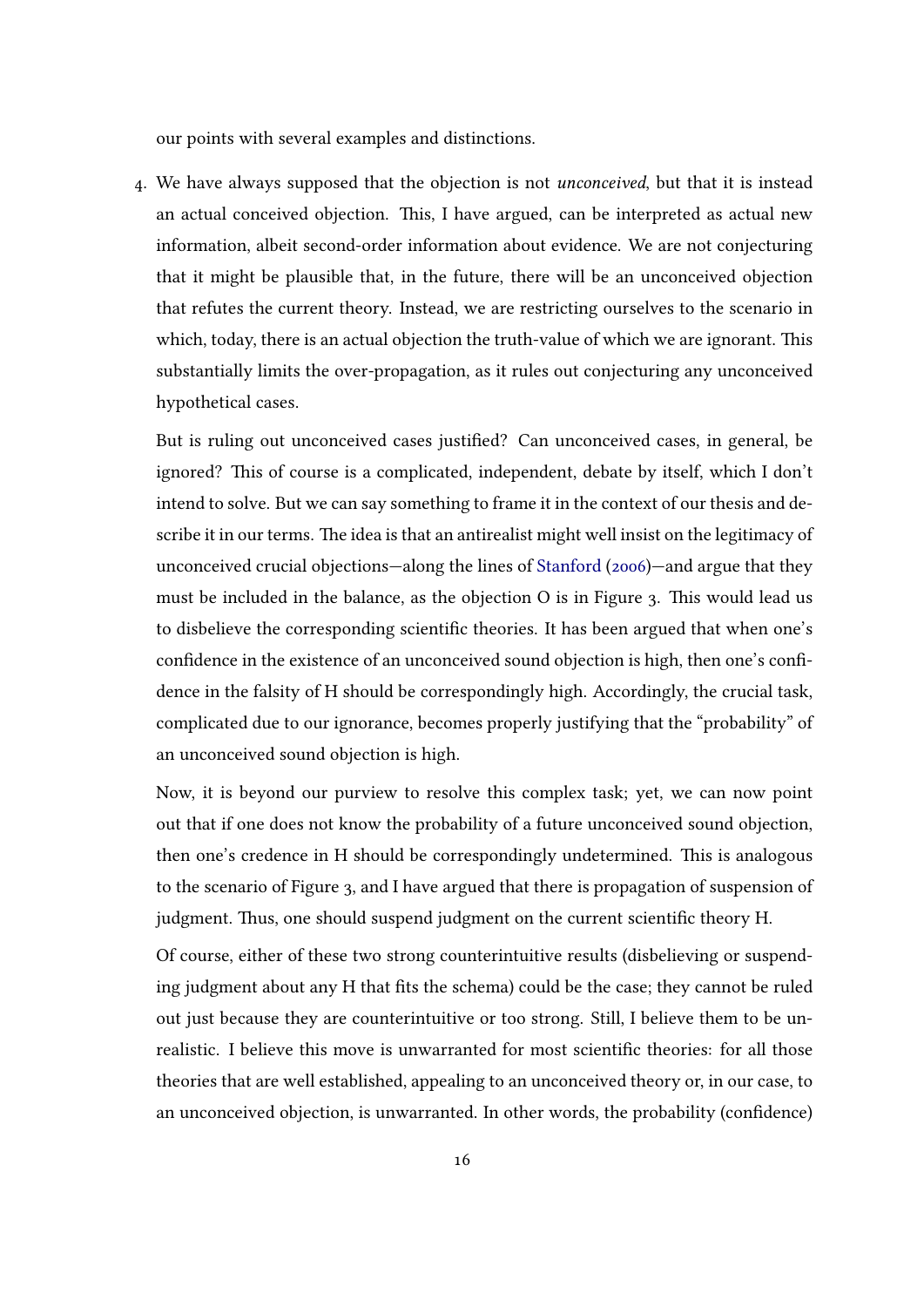our points with several examples and distinctions.

4. We have always supposed that the objection is not *unconceived*, but that it is instead an actual conceived objection. This, I have argued, can be interpreted as actual new information, albeit second-order information about evidence. We are not conjecturing that it might be plausible that, in the future, there will be an unconceived objection that refutes the current theory. Instead, we are restricting ourselves to the scenario in which, today, there is an actual objection the truth-value of which we are ignorant. This substantially limits the over-propagation, as it rules out conjecturing any unconceived hypothetical cases.

   But is ruling out unconceived cases justified? Can unconceived cases, in general, be ignored? This of course is a complicated, independent, debate by itself, which I don't intend to solve. But we can say something to frame it in the context of our thesis and describe it in our terms. The idea is that an antirealist might well insist on the legitimacy of unconceived crucial objections—along the lines of Stanford (2006)—and argue that they must be included in the balance, as the objection O is in Figure 3. This would lead us to disbelieve the corresponding scientific theories. It has been argued that when one's confidence in the existence of an unconceived sound objection is high, then one's confidence in the falsity of H should be correspondingly high. Accordingly, the crucial task, complicated due to our ignorance, becomes properly justifying that the "probability" of an unconceived sound objection is high.

   Now, it is beyond our purview to resolve this complex task; yet, we can now point out that if one does not know the probability of a future unconceived sound objection, then one's credence in H should be correspondingly undetermined. This is analogous to the scenario of Figure 3, and I have argued that there is propagation of suspension of judgment. Thus, one should suspend judgment on the current scientific theory H.

   Of course, either of these two strong counterintuitive results (disbelieving or suspending judgment about any H that fits the schema) could be the case; they cannot be ruled out just because they are counterintuitive or too strong. Still, I believe them to be unrealistic. I believe this move is unwarranted for most scientific theories: for all those theories that are well established, appealing to an unconceived theory or, in our case, to an unconceived objection, is unwarranted. In other words, the probability (confidence)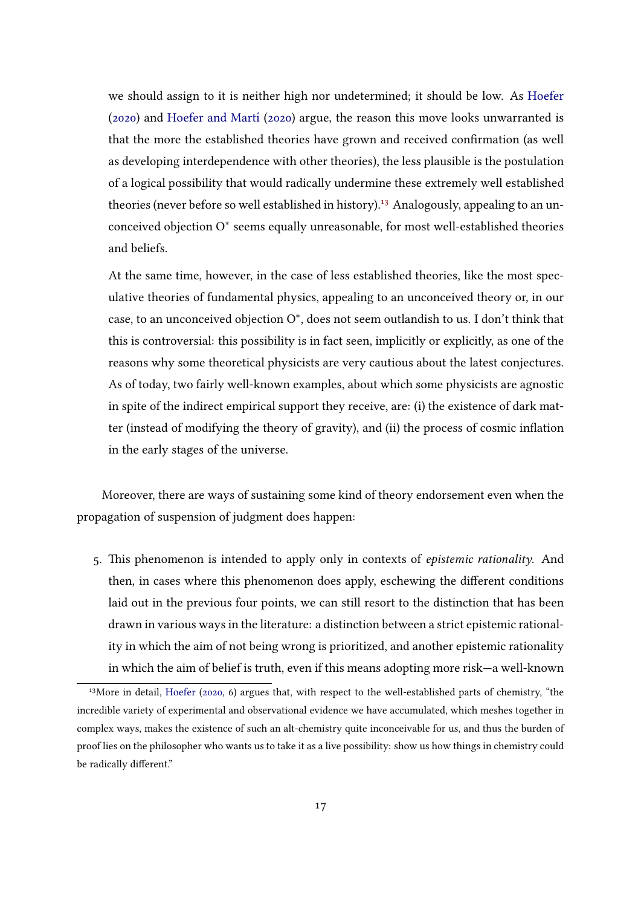we should assign to it is neither high nor undetermined; it should be low. As Hoefer (2020) and Hoefer and Martí (2020) argue, the reason this move looks unwarranted is that the more the established theories have grown and received confirmation (as well as developing interdependence with other theories), the less plausible is the postulation of a logical possibility that would radically undermine these extremely well established theories (never before so well established in history).[13] Analogously, appealing to an unconceived objection $O^*$ seems equally unreasonable, for most well-established theories and beliefs.

At the same time, however, in the case of less established theories, like the most speculative theories of fundamental physics, appealing to an unconceived theory or, in our case, to an unconceived objection $O^*$, does not seem outlandish to us. I don't think that this is controversial: this possibility is in fact seen, implicitly or explicitly, as one of the reasons why some theoretical physicists are very cautious about the latest conjectures. As of today, two fairly well-known examples, about which some physicists are agnostic in spite of the indirect empirical support they receive, are: (i) the existence of dark matter (instead of modifying the theory of gravity), and (ii) the process of cosmic inflation in the early stages of the universe.

Moreover, there are ways of sustaining some kind of theory endorsement even when the propagation of suspension of judgment does happen:

5. This phenomenon is intended to apply only in contexts of *epistemic rationality*. And then, in cases where this phenomenon does apply, eschewing the different conditions laid out in the previous four points, we can still resort to the distinction that has been drawn in various ways in the literature: a distinction between a strict epistemic rationality in which the aim of not being wrong is prioritized, and another epistemic rationality in which the aim of belief is truth, even if this means adopting more risk—a well-known

[13] More in detail, Hoefer (2020, 6) argues that, with respect to the well-established parts of chemistry, "the incredible variety of experimental and observational evidence we have accumulated, which meshes together in complex ways, makes the existence of such an alt-chemistry quite inconceivable for us, and thus the burden of proof lies on the philosopher who wants us to take it as a live possibility: show us how things in chemistry could be radically different."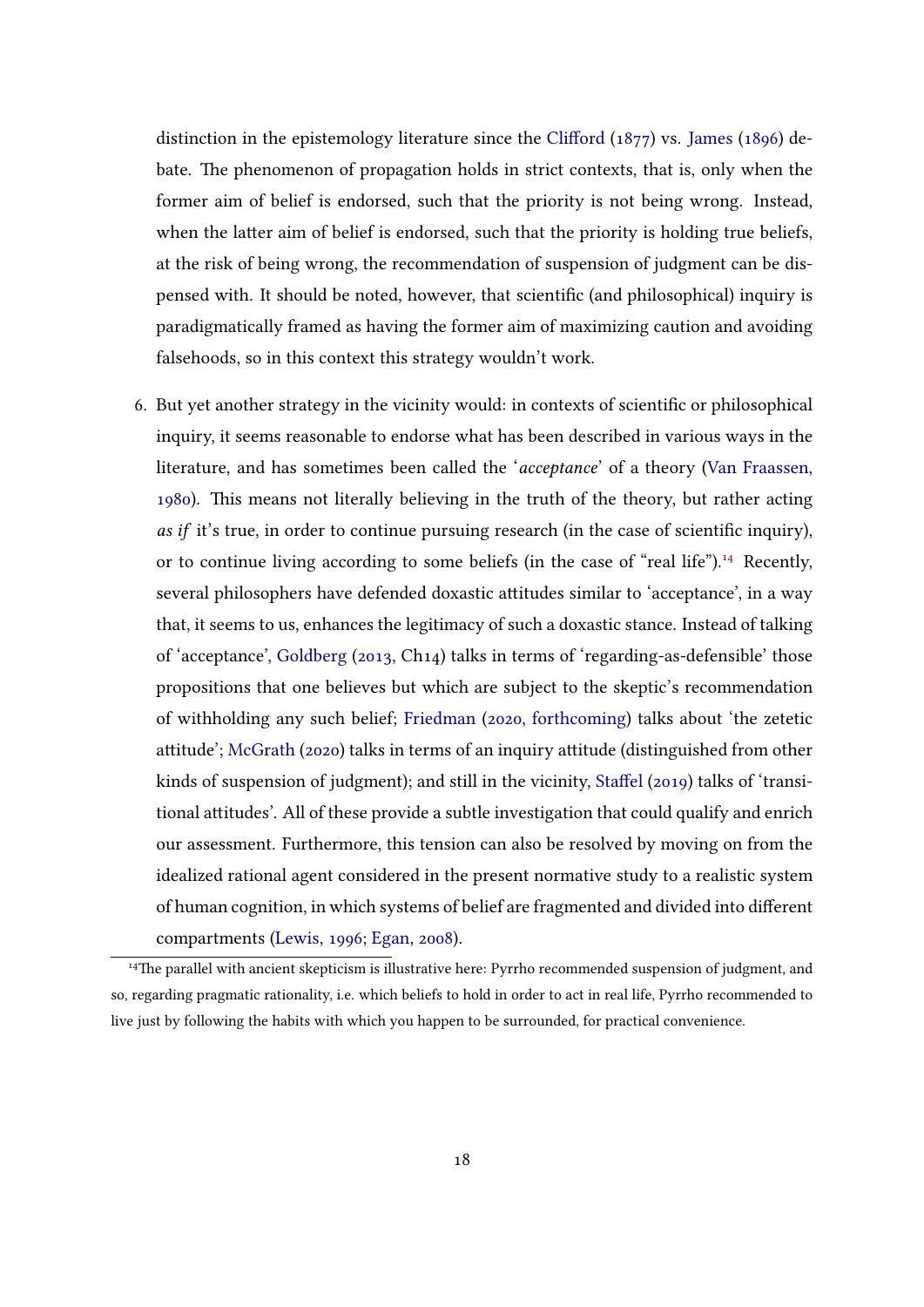distinction in the epistemology literature since the Clifford (1877) vs. James (1896) debate. The phenomenon of propagation holds in strict contexts, that is, only when the former aim of belief is endorsed, such that the priority is not being wrong. Instead, when the latter aim of belief is endorsed, such that the priority is holding true beliefs, at the risk of being wrong, the recommendation of suspension of judgment can be dispensed with. It should be noted, however, that scientific (and philosophical) inquiry is paradigmatically framed as having the former aim of maximizing caution and avoiding falsehoods, so in this context this strategy wouldn't work.

6. But yet another strategy in the vicinity would: in contexts of scientific or philosophical inquiry, it seems reasonable to endorse what has been described in various ways in the literature, and has sometimes been called the '*acceptance*' of a theory (Van Fraassen, 1980). This means not literally believing in the truth of the theory, but rather acting *as if* it's true, in order to continue pursuing research (in the case of scientific inquiry), or to continue living according to some beliefs (in the case of "real life").[14] Recently, several philosophers have defended doxastic attitudes similar to 'acceptance', in a way that, it seems to us, enhances the legitimacy of such a doxastic stance. Instead of talking of 'acceptance', Goldberg (2013, Ch14) talks in terms of 'regarding-as-defensible' those propositions that one believes but which are subject to the skeptic's recommendation of withholding any such belief; Friedman (2020, forthcoming) talks about 'the zetetic attitude'; McGrath (2020) talks in terms of an inquiry attitude (distinguished from other kinds of suspension of judgment); and still in the vicinity, Staffel (2019) talks of 'transitional attitudes'. All of these provide a subtle investigation that could qualify and enrich our assessment. Furthermore, this tension can also be resolved by moving on from the idealized rational agent considered in the present normative study to a realistic system of human cognition, in which systems of belief are fragmented and divided into different compartments (Lewis, 1996; Egan, 2008).

[14] The parallel with ancient skepticism is illustrative here: Pyrrho recommended suspension of judgment, and so, regarding pragmatic rationality, i.e. which beliefs to hold in order to act in real life, Pyrrho recommended to live just by following the habits with which you happen to be surrounded, for practical convenience.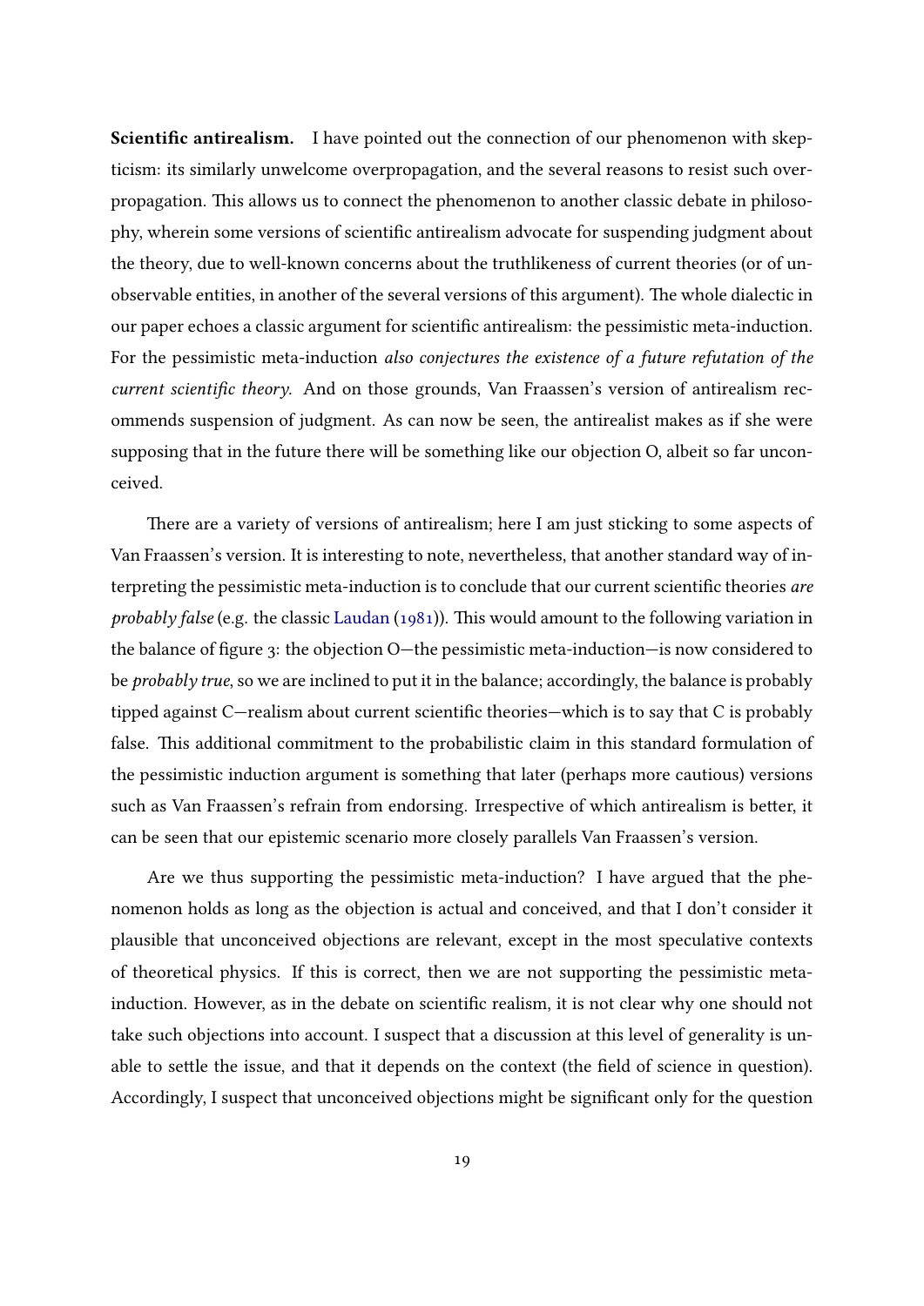**Scientific antirealism.** I have pointed out the connection of our phenomenon with skepticism: its similarly unwelcome overpropagation, and the several reasons to resist such overpropagation. This allows us to connect the phenomenon to another classic debate in philosophy, wherein some versions of scientific antirealism advocate for suspending judgment about the theory, due to well-known concerns about the truthlikeness of current theories (or of unobservable entities, in another of the several versions of this argument). The whole dialectic in our paper echoes a classic argument for scientific antirealism: the pessimistic meta-induction. For the pessimistic meta-induction *also conjectures the existence of a future refutation of the current scientific theory*. And on those grounds, Van Fraassen's version of antirealism recommends suspension of judgment. As can now be seen, the antirealist makes as if she were supposing that in the future there will be something like our objection O, albeit so far unconceived.

There are a variety of versions of antirealism; here I am just sticking to some aspects of Van Fraassen's version. It is interesting to note, nevertheless, that another standard way of interpreting the pessimistic meta-induction is to conclude that our current scientific theories *are probably false* (e.g. the classic Laudan (1981)). This would amount to the following variation in the balance of figure 3: the objection O—the pessimistic meta-induction—is now considered to be *probably true*, so we are inclined to put it in the balance; accordingly, the balance is probably tipped against C—realism about current scientific theories—which is to say that C is probably false. This additional commitment to the probabilistic claim in this standard formulation of the pessimistic induction argument is something that later (perhaps more cautious) versions such as Van Fraassen's refrain from endorsing. Irrespective of which antirealism is better, it can be seen that our epistemic scenario more closely parallels Van Fraassen's version.

Are we thus supporting the pessimistic meta-induction? I have argued that the phenomenon holds as long as the objection is actual and conceived, and that I don't consider it plausible that unconceived objections are relevant, except in the most speculative contexts of theoretical physics. If this is correct, then we are not supporting the pessimistic meta-induction. However, as in the debate on scientific realism, it is not clear why one should not take such objections into account. I suspect that a discussion at this level of generality is unable to settle the issue, and that it depends on the context (the field of science in question). Accordingly, I suspect that unconceived objections might be significant only for the question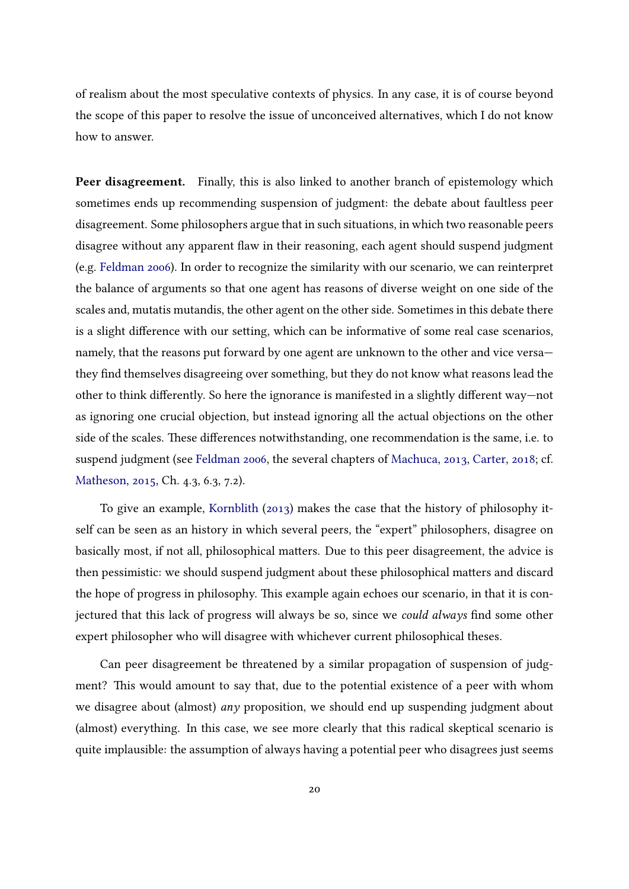of realism about the most speculative contexts of physics. In any case, it is of course beyond the scope of this paper to resolve the issue of unconceived alternatives, which I do not know how to answer.

**Peer disagreement.** Finally, this is also linked to another branch of epistemology which sometimes ends up recommending suspension of judgment: the debate about faultless peer disagreement. Some philosophers argue that in such situations, in which two reasonable peers disagree without any apparent flaw in their reasoning, each agent should suspend judgment (e.g. Feldman 2006). In order to recognize the similarity with our scenario, we can reinterpret the balance of arguments so that one agent has reasons of diverse weight on one side of the scales and, mutatis mutandis, the other agent on the other side. Sometimes in this debate there is a slight difference with our setting, which can be informative of some real case scenarios, namely, that the reasons put forward by one agent are unknown to the other and vice versa—they find themselves disagreeing over something, but they do not know what reasons lead the other to think differently. So here the ignorance is manifested in a slightly different way—not as ignoring one crucial objection, but instead ignoring all the actual objections on the other side of the scales. These differences notwithstanding, one recommendation is the same, i.e. to suspend judgment (see Feldman 2006, the several chapters of Machuca, 2013, Carter, 2018; cf. Matheson, 2015, Ch. 4.3, 6.3, 7.2).

To give an example, Kornblith (2013) makes the case that the history of philosophy itself can be seen as an history in which several peers, the "expert" philosophers, disagree on basically most, if not all, philosophical matters. Due to this peer disagreement, the advice is then pessimistic: we should suspend judgment about these philosophical matters and discard the hope of progress in philosophy. This example again echoes our scenario, in that it is conjectured that this lack of progress will always be so, since we *could always* find some other expert philosopher who will disagree with whichever current philosophical theses.

Can peer disagreement be threatened by a similar propagation of suspension of judgment? This would amount to say that, due to the potential existence of a peer with whom we disagree about (almost) *any* proposition, we should end up suspending judgment about (almost) everything. In this case, we see more clearly that this radical skeptical scenario is quite implausible: the assumption of always having a potential peer who disagrees just seems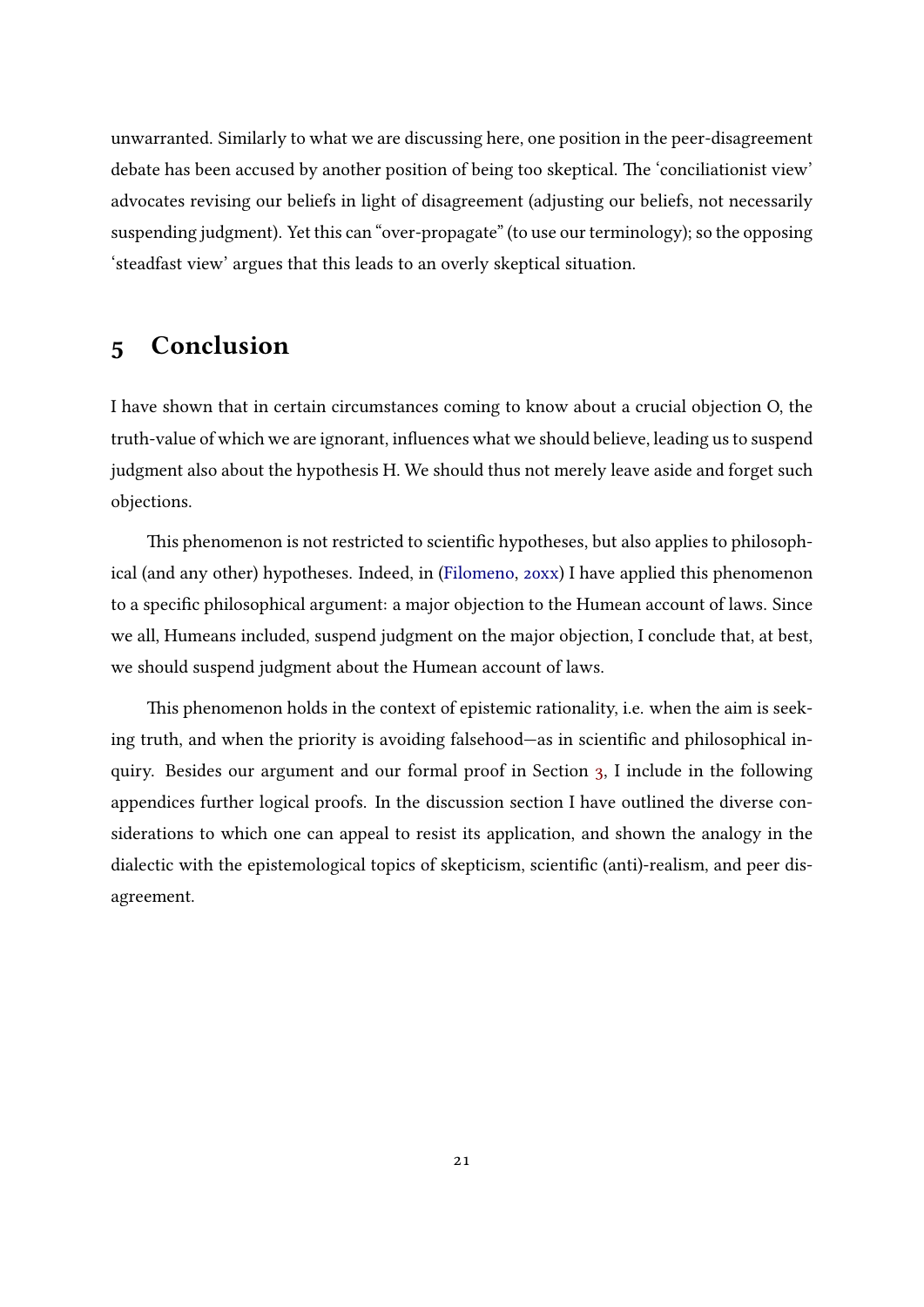unwarranted. Similarly to what we are discussing here, one position in the peer-disagreement debate has been accused by another position of being too skeptical. The 'conciliationist view' advocates revising our beliefs in light of disagreement (adjusting our beliefs, not necessarily suspending judgment). Yet this can "over-propagate" (to use our terminology); so the opposing 'steadfast view' argues that this leads to an overly skeptical situation.

## 5 Conclusion

I have shown that in certain circumstances coming to know about a crucial objection O, the truth-value of which we are ignorant, influences what we should believe, leading us to suspend judgment also about the hypothesis H. We should thus not merely leave aside and forget such objections.

This phenomenon is not restricted to scientific hypotheses, but also applies to philosophical (and any other) hypotheses. Indeed, in (Filomeno, 20xx) I have applied this phenomenon to a specific philosophical argument: a major objection to the Humean account of laws. Since we all, Humeans included, suspend judgment on the major objection, I conclude that, at best, we should suspend judgment about the Humean account of laws.

This phenomenon holds in the context of epistemic rationality, i.e. when the aim is seeking truth, and when the priority is avoiding falsehood—as in scientific and philosophical inquiry. Besides our argument and our formal proof in Section 3, I include in the following appendices further logical proofs. In the discussion section I have outlined the diverse considerations to which one can appeal to resist its application, and shown the analogy in the dialectic with the epistemological topics of skepticism, scientific (anti)-realism, and peer disagreement.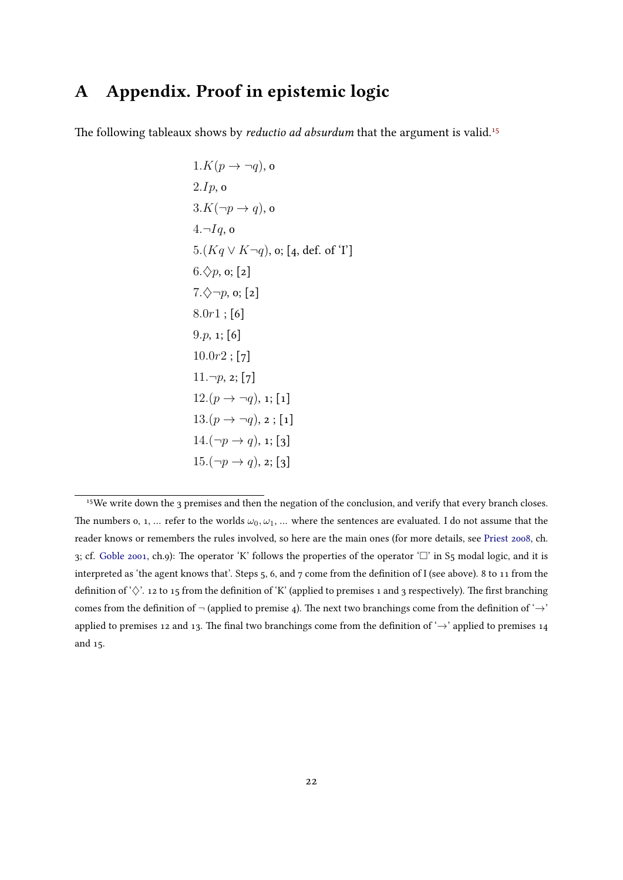# A Appendix. Proof in epistemic logic

The following tableaux shows by *reductio ad absurdum* that the argument is valid.[15]

$1. K(p \rightarrow \neg q)$, 0

$2. Ip$, 0

$3. K(\neg p \rightarrow q)$, 0

$4. \neg Iq$, 0

$5. (Kq \vee K\neg q)$, 0; [4, def. of 'I']

$6. \Diamond p$, 0; [2]

$7. \Diamond \neg p$, 0; [2]

$8. 0r1$ ; [6]

$9. p$, 1; [6]

$10. 0r2$ ; [7]

$11. \neg p$, 2; [7]

$12. (p \rightarrow \neg q)$, 1; [1]

$13. (p \rightarrow \neg q)$, 2 ; [1]

$14. (\neg p \rightarrow q)$, 1; [3]

$15. (\neg p \rightarrow q)$, 2; [3]

---

[15] We write down the 3 premises and then the negation of the conclusion, and verify that every branch closes. The numbers 0, 1, ... refer to the worlds $\omega_0, \omega_1$, ... where the sentences are evaluated. I do not assume that the reader knows or remembers the rules involved, so here are the main ones (for more details, see Priest 2008, ch. 3; cf. Goble 2001, ch.9): The operator 'K' follows the properties of the operator '$\Box$' in S5 modal logic, and it is interpreted as 'the agent knows that'. Steps 5, 6, and 7 come from the definition of I (see above). 8 to 11 from the definition of '$\Diamond$'. 12 to 15 from the definition of 'K' (applied to premises 1 and 3 respectively). The first branching comes from the definition of $\neg$ (applied to premise 4). The next two branchings come from the definition of '$\rightarrow$' applied to premises 12 and 13. The final two branchings come from the definition of '$\rightarrow$' applied to premises 14 and 15.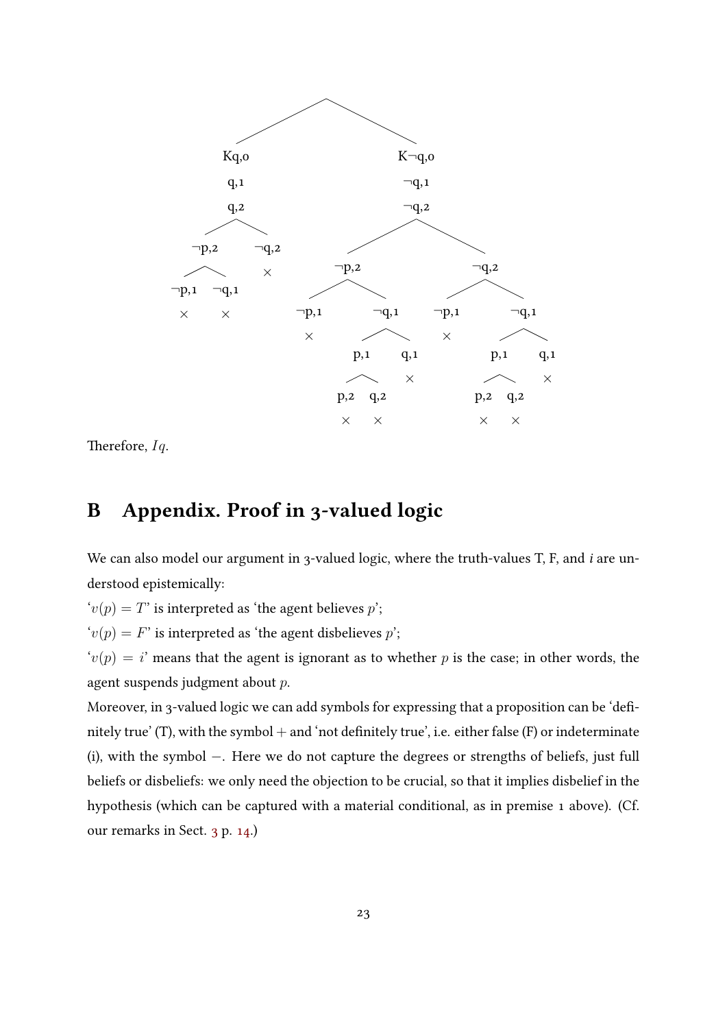```
                          /\
                         /  \
                        /    \
                  Kq,0          K¬q,0
                  q,1           ¬q,1
                  q,2           ¬q,2
                 /   \         /       \
             ¬p,2   ¬q,2    ¬p,2         ¬q,2
             /  \     ×     /   \        /    \
          ¬p,1 ¬q,1      ¬p,1  ¬q,1   ¬p,1    ¬q,1
           ×    ×         ×    /  \     ×     /   \
                              p,1  q,1       p,1   q,1
                             /  \   ×       /  \    ×
                           p,2  q,2       p,2  q,2
                            ×    ×         ×    ×
```

Therefore, $Iq$.

# B Appendix. Proof in 3-valued logic

We can also model our argument in 3-valued logic, where the truth-values T, F, and *i* are understood epistemically:

'$v(p) = T$' is interpreted as 'the agent believes $p$';

'$v(p) = F$' is interpreted as 'the agent disbelieves $p$';

'$v(p) = i$' means that the agent is ignorant as to whether $p$ is the case; in other words, the agent suspends judgment about $p$.

Moreover, in 3-valued logic we can add symbols for expressing that a proposition can be 'definitely true' (T), with the symbol $+$ and 'not definitely true', i.e. either false (F) or indeterminate (i), with the symbol $-$. Here we do not capture the degrees or strengths of beliefs, just full beliefs or disbeliefs: we only need the objection to be crucial, so that it implies disbelief in the hypothesis (which can be captured with a material conditional, as in premise 1 above). (Cf. our remarks in Sect. 3 p. 14.)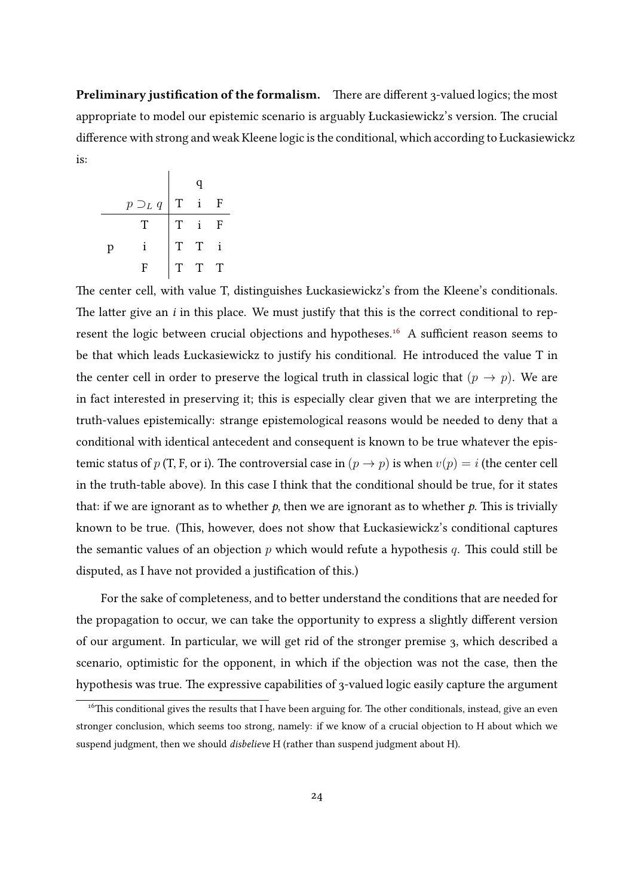**Preliminary justification of the formalism.** There are different 3-valued logics; the most appropriate to model our epistemic scenario is arguably Łuckasiewickz's version. The crucial difference with strong and weak Kleene logic is the conditional, which according to Łuckasiewickz is:

| | | q | | |
|---|---|---|---|---|
| | $p \supset_L q$ | T | i | F |
| | T | T | i | F |
| p | i | T | T | i |
| | F | T | T | T |

The center cell, with value T, distinguishes Łuckasiewickz's from the Kleene's conditionals. The latter give an *i* in this place. We must justify that this is the correct conditional to represent the logic between crucial objections and hypotheses.[16] A sufficient reason seems to be that which leads Łuckasiewickz to justify his conditional. He introduced the value T in the center cell in order to preserve the logical truth in classical logic that $(p \rightarrow p)$. We are in fact interested in preserving it; this is especially clear given that we are interpreting the truth-values epistemically: strange epistemological reasons would be needed to deny that a conditional with identical antecedent and consequent is known to be true whatever the epistemic status of $p$ (T, F, or i). The controversial case in $(p \rightarrow p)$ is when $v(p) = i$ (the center cell in the truth-table above). In this case I think that the conditional should be true, for it states that: if we are ignorant as to whether *p*, then we are ignorant as to whether *p*. This is trivially known to be true. (This, however, does not show that Łuckasiewickz's conditional captures the semantic values of an objection $p$ which would refute a hypothesis $q$. This could still be disputed, as I have not provided a justification of this.)

For the sake of completeness, and to better understand the conditions that are needed for the propagation to occur, we can take the opportunity to express a slightly different version of our argument. In particular, we will get rid of the stronger premise 3, which described a scenario, optimistic for the opponent, in which if the objection was not the case, then the hypothesis was true. The expressive capabilities of 3-valued logic easily capture the argument

[16] This conditional gives the results that I have been arguing for. The other conditionals, instead, give an even stronger conclusion, which seems too strong, namely: if we know of a crucial objection to H about which we suspend judgment, then we should *disbelieve* H (rather than suspend judgment about H).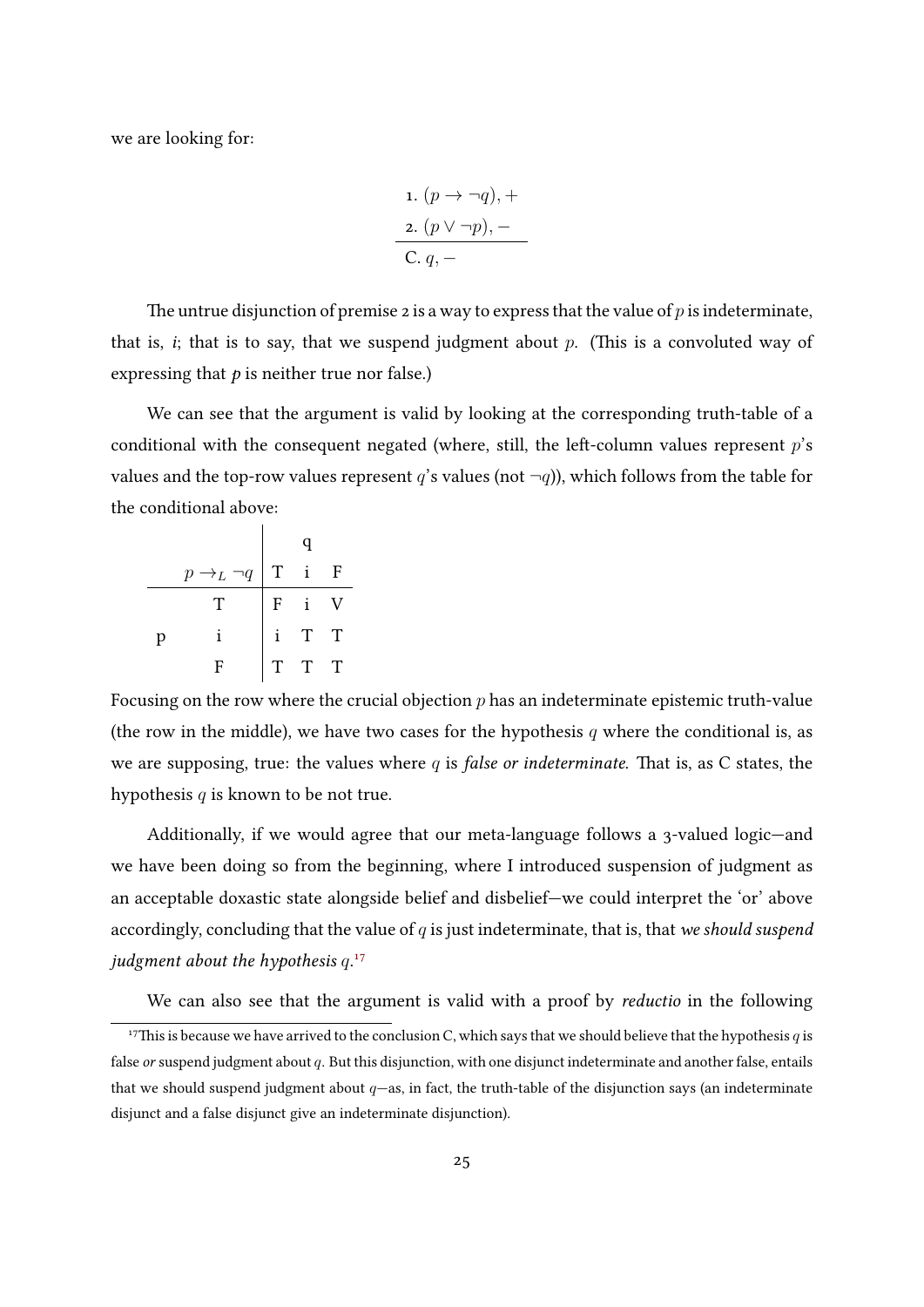we are looking for:

$$\begin{array}{l} 1.\ (p \to \neg q), + \\ 2.\ (p \vee \neg p), - \\ \hline \text{C. } q, - \end{array}$$

The untrue disjunction of premise 2 is a way to express that the value of $p$ is indeterminate, that is, *i*; that is to say, that we suspend judgment about $p$. (This is a convoluted way of expressing that *p* is neither true nor false.)

We can see that the argument is valid by looking at the corresponding truth-table of a conditional with the consequent negated (where, still, the left-column values represent $p$'s values and the top-row values represent $q$'s values (not $\neg q$)), which follows from the table for the conditional above:

| | | q | | |
|---|---|---|---|---|
| | $p \to_L \neg q$ | T | i | F |
| | T | F | i | V |
| p | i | i | T | T |
| | F | T | T | T |

Focusing on the row where the crucial objection $p$ has an indeterminate epistemic truth-value (the row in the middle), we have two cases for the hypothesis $q$ where the conditional is, as we are supposing, true: the values where $q$ is *false or indeterminate*. That is, as C states, the hypothesis $q$ is known to be not true.

Additionally, if we would agree that our meta-language follows a 3-valued logic—and we have been doing so from the beginning, where I introduced suspension of judgment as an acceptable doxastic state alongside belief and disbelief—we could interpret the 'or' above accordingly, concluding that the value of $q$ is just indeterminate, that is, that *we should suspend judgment about the hypothesis* $q$.[17]

We can also see that the argument is valid with a proof by *reductio* in the following

[17] This is because we have arrived to the conclusion C, which says that we should believe that the hypothesis $q$ is false *or* suspend judgment about $q$. But this disjunction, with one disjunct indeterminate and another false, entails that we should suspend judgment about $q$—as, in fact, the truth-table of the disjunction says (an indeterminate disjunct and a false disjunct give an indeterminate disjunction).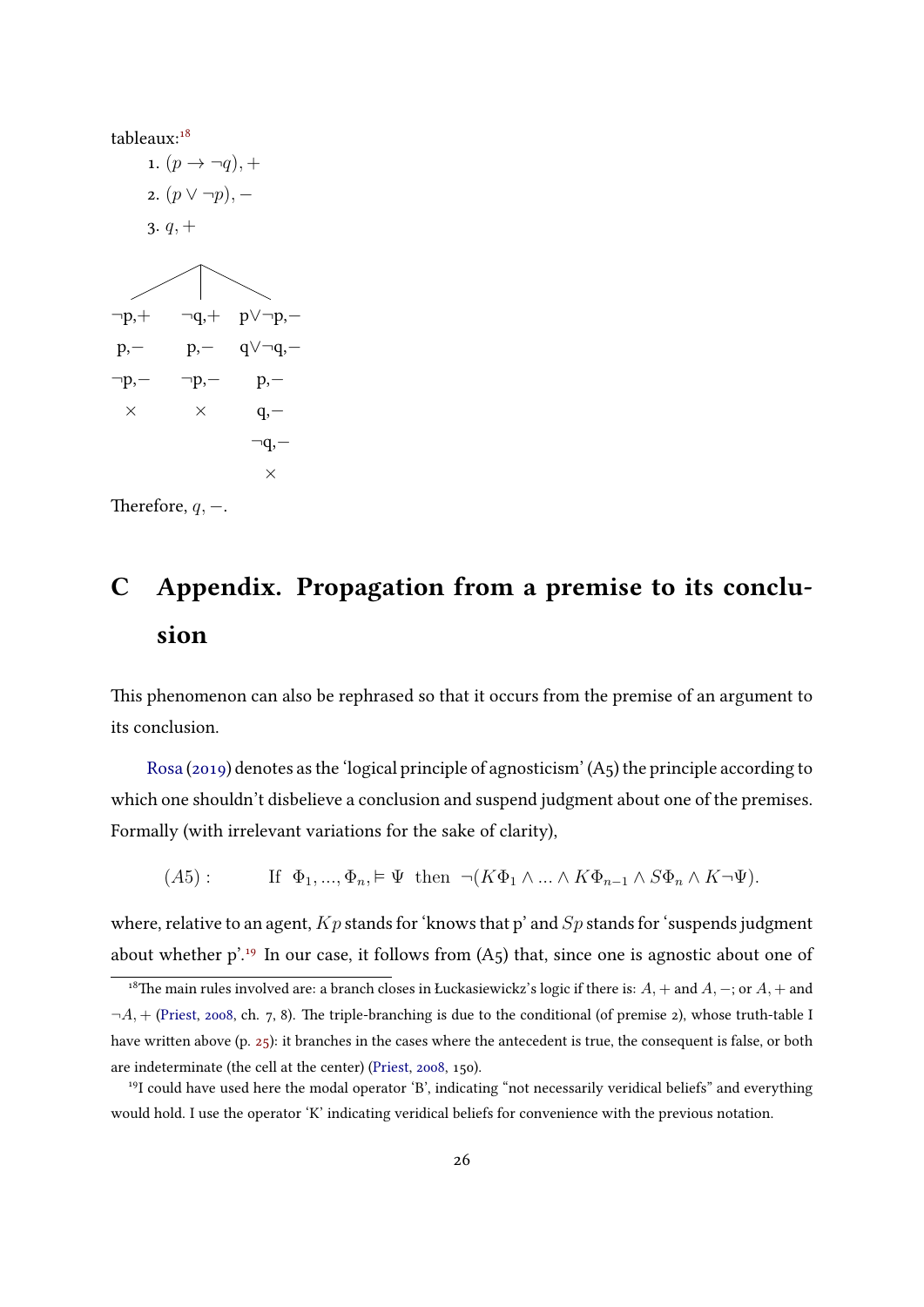tableaux:[18]

1. $(p \to \neg q), +$
2. $(p \vee \neg p), -$
3. $q, +$

| $\neg p, +$ | $\neg q, +$ | $p \vee \neg p, -$ |
|---|---|---|
| $p, -$ | $p, -$ | $q \vee \neg q, -$ |
| $\neg p, -$ | $\neg p, -$ | $p, -$ |
| $\times$ | $\times$ | $q, -$ |
| | | $\neg q, -$ |
| | | $\times$ |

Therefore, $q, -$.

# C Appendix. Propagation from a premise to its conclusion

This phenomenon can also be rephrased so that it occurs from the premise of an argument to its conclusion.

Rosa (2019) denotes as the 'logical principle of agnosticism' (A5) the principle according to which one shouldn't disbelieve a conclusion and suspend judgment about one of the premises. Formally (with irrelevant variations for the sake of clarity),

$$(A5): \qquad \text{If } \ \Phi_1, ..., \Phi_n, \vDash \Psi \ \text{ then } \ \neg(K\Phi_1 \wedge ... \wedge K\Phi_{n-1} \wedge S\Phi_n \wedge K\neg\Psi).$$

where, relative to an agent, $Kp$ stands for 'knows that p' and $Sp$ stands for 'suspends judgment about whether p'.[19] In our case, it follows from (A5) that, since one is agnostic about one of

[18] The main rules involved are: a branch closes in Łuckasiewickz's logic if there is: $A, +$ and $A, -$; or $A, +$ and $\neg A, +$ (Priest, 2008, ch. 7, 8). The triple-branching is due to the conditional (of premise 2), whose truth-table I have written above (p. 25): it branches in the cases where the antecedent is true, the consequent is false, or both are indeterminate (the cell at the center) (Priest, 2008, 150).

[19] I could have used here the modal operator 'B', indicating "not necessarily veridical beliefs" and everything would hold. I use the operator 'K' indicating veridical beliefs for convenience with the previous notation.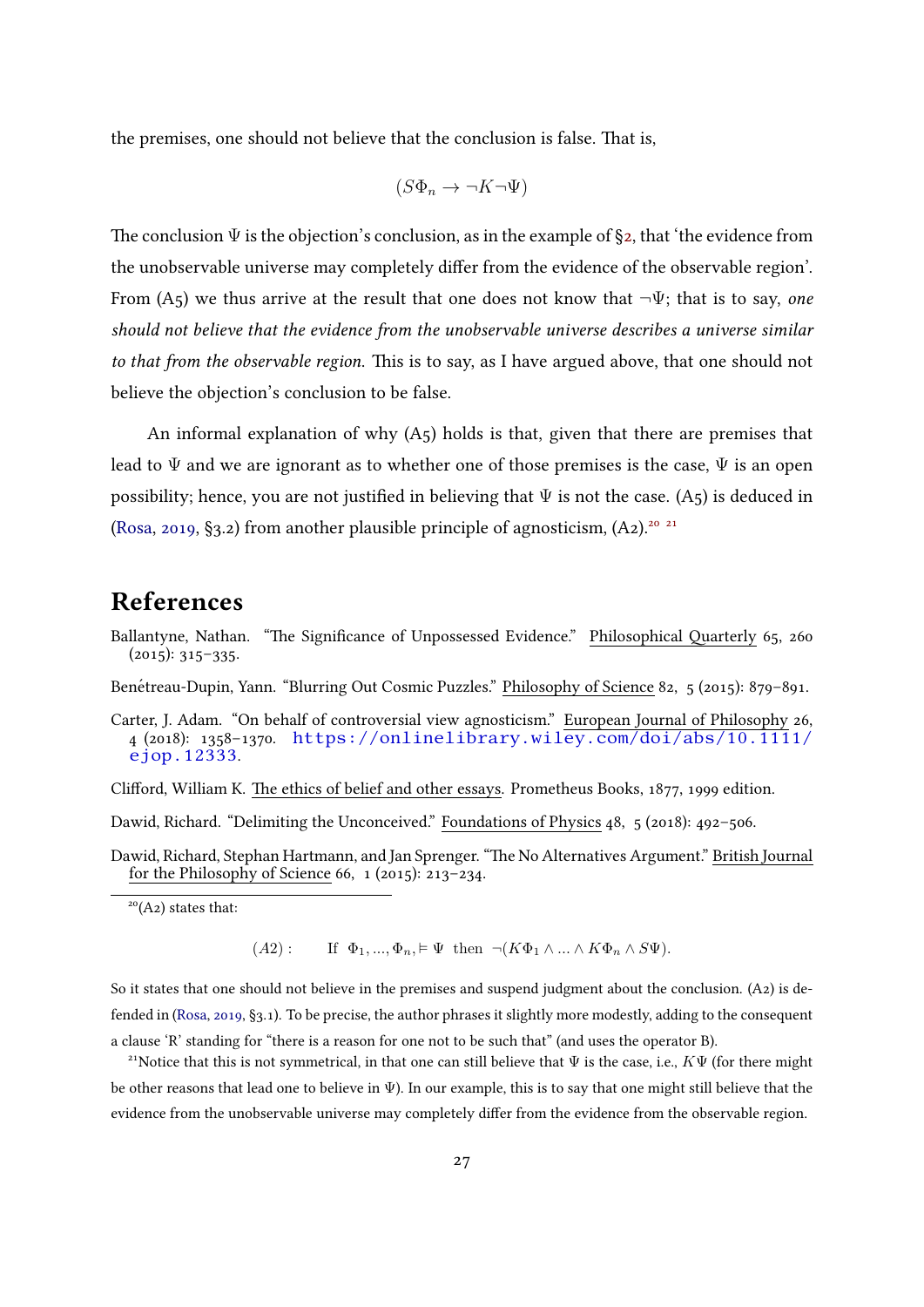the premises, one should not believe that the conclusion is false. That is,

$$(S\Phi_n \rightarrow \neg K \neg \Psi)$$

The conclusion $\Psi$ is the objection's conclusion, as in the example of §2, that 'the evidence from the unobservable universe may completely differ from the evidence of the observable region'. From (A5) we thus arrive at the result that one does not know that $\neg\Psi$; that is to say, *one should not believe that the evidence from the unobservable universe describes a universe similar to that from the observable region.* This is to say, as I have argued above, that one should not believe the objection's conclusion to be false.

An informal explanation of why (A5) holds is that, given that there are premises that lead to $\Psi$ and we are ignorant as to whether one of those premises is the case, $\Psi$ is an open possibility; hence, you are not justified in believing that $\Psi$ is not the case. (A5) is deduced in (Rosa, 2019, §3.2) from another plausible principle of agnosticism, (A2).[20] [21]

# References

Ballantyne, Nathan. "The Significance of Unpossessed Evidence." Philosophical Quarterly 65, 260 (2015): 315–335.

Benétreau-Dupin, Yann. "Blurring Out Cosmic Puzzles." Philosophy of Science 82, 5 (2015): 879–891.

Carter, J. Adam. "On behalf of controversial view agnosticism." European Journal of Philosophy 26, 4 (2018): 1358–1370. https://onlinelibrary.wiley.com/doi/abs/10.1111/ejop.12333.

Clifford, William K. The ethics of belief and other essays. Prometheus Books, 1877, 1999 edition.

Dawid, Richard. "Delimiting the Unconceived." Foundations of Physics 48, 5 (2018): 492–506.

Dawid, Richard, Stephan Hartmann, and Jan Sprenger. "The No Alternatives Argument." British Journal for the Philosophy of Science 66, 1 (2015): 213–234.

---

[20](A2) states that:

$$(A2): \qquad \text{If } \ \Phi_1, ..., \Phi_n, \vDash \Psi \ \text{ then } \ \neg(K\Phi_1 \wedge ... \wedge K\Phi_n \wedge S\Psi).$$

So it states that one should not believe in the premises and suspend judgment about the conclusion. (A2) is defended in (Rosa, 2019, §3.1). To be precise, the author phrases it slightly more modestly, adding to the consequent a clause 'R' standing for "there is a reason for one not to be such that" (and uses the operator B).

[21]Notice that this is not symmetrical, in that one can still believe that $\Psi$ is the case, i.e., $K\Psi$ (for there might be other reasons that lead one to believe in $\Psi$). In our example, this is to say that one might still believe that the evidence from the unobservable universe may completely differ from the evidence from the observable region.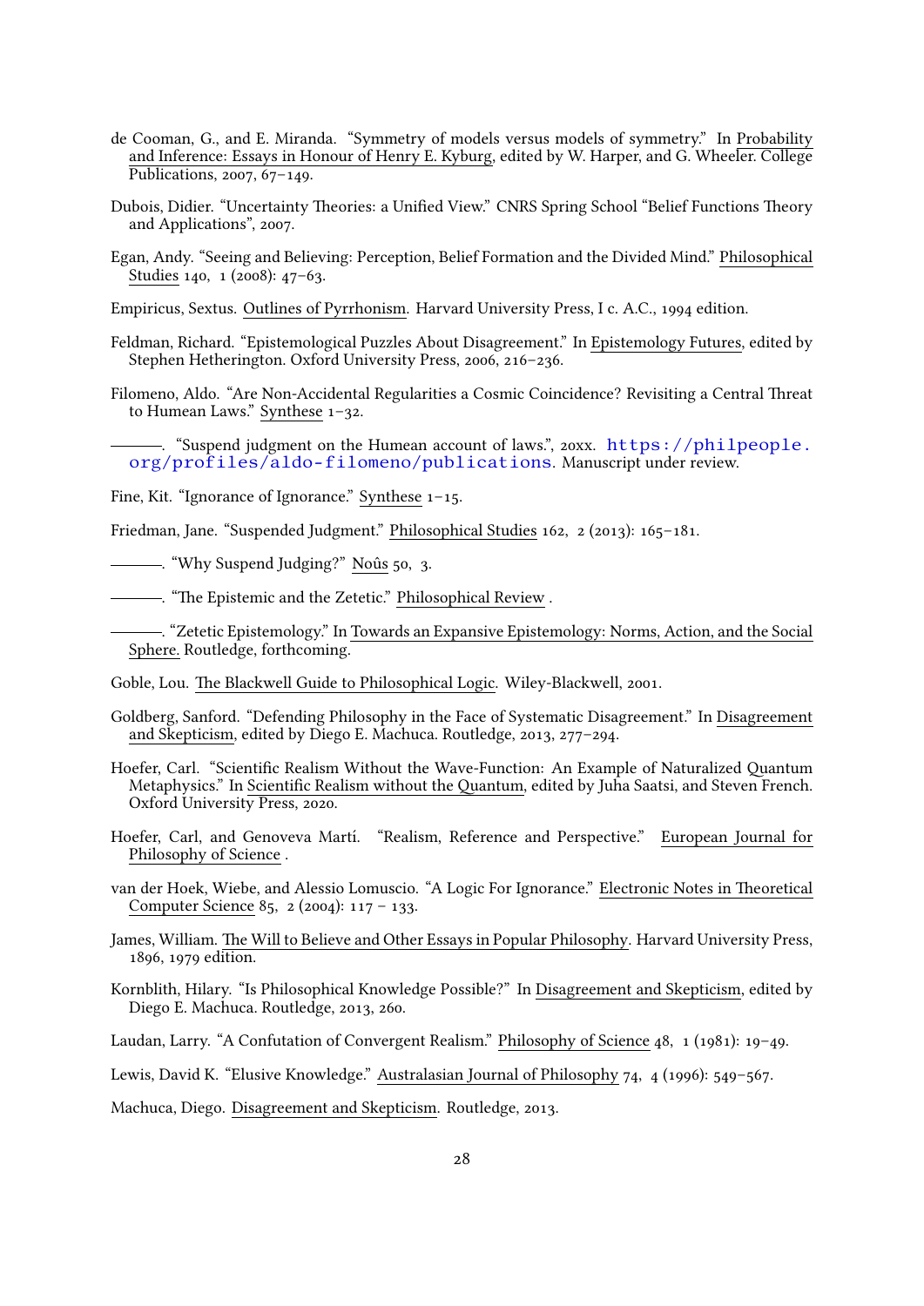de Cooman, G., and E. Miranda. "Symmetry of models versus models of symmetry." In Probability and Inference: Essays in Honour of Henry E. Kyburg, edited by W. Harper, and G. Wheeler. College Publications, 2007, 67–149.

Dubois, Didier. "Uncertainty Theories: a Unified View." CNRS Spring School "Belief Functions Theory and Applications", 2007.

Egan, Andy. "Seeing and Believing: Perception, Belief Formation and the Divided Mind." Philosophical Studies 140, 1 (2008): 47–63.

Empiricus, Sextus. Outlines of Pyrrhonism. Harvard University Press, I c. A.C., 1994 edition.

Feldman, Richard. "Epistemological Puzzles About Disagreement." In Epistemology Futures, edited by Stephen Hetherington. Oxford University Press, 2006, 216–236.

Filomeno, Aldo. "Are Non-Accidental Regularities a Cosmic Coincidence? Revisiting a Central Threat to Humean Laws." Synthese 1–32.

———. "Suspend judgment on the Humean account of laws.", 20xx. https://philpeople.org/profiles/aldo-filomeno/publications. Manuscript under review.

Fine, Kit. "Ignorance of Ignorance." Synthese 1–15.

Friedman, Jane. "Suspended Judgment." Philosophical Studies 162, 2 (2013): 165–181.

———. "Why Suspend Judging?" Noûs 50, 3.

———. "The Epistemic and the Zetetic." Philosophical Review .

———. "Zetetic Epistemology." In Towards an Expansive Epistemology: Norms, Action, and the Social Sphere. Routledge, forthcoming.

Goble, Lou. The Blackwell Guide to Philosophical Logic. Wiley-Blackwell, 2001.

Goldberg, Sanford. "Defending Philosophy in the Face of Systematic Disagreement." In Disagreement and Skepticism, edited by Diego E. Machuca. Routledge, 2013, 277–294.

Hoefer, Carl. "Scientific Realism Without the Wave-Function: An Example of Naturalized Quantum Metaphysics." In Scientific Realism without the Quantum, edited by Juha Saatsi, and Steven French. Oxford University Press, 2020.

Hoefer, Carl, and Genoveva Martí. "Realism, Reference and Perspective." European Journal for Philosophy of Science .

van der Hoek, Wiebe, and Alessio Lomuscio. "A Logic For Ignorance." Electronic Notes in Theoretical Computer Science 85, 2 (2004): 117 – 133.

James, William. The Will to Believe and Other Essays in Popular Philosophy. Harvard University Press, 1896, 1979 edition.

Kornblith, Hilary. "Is Philosophical Knowledge Possible?" In Disagreement and Skepticism, edited by Diego E. Machuca. Routledge, 2013, 260.

Laudan, Larry. "A Confutation of Convergent Realism." Philosophy of Science 48, 1 (1981): 19–49.

Lewis, David K. "Elusive Knowledge." Australasian Journal of Philosophy 74, 4 (1996): 549–567.

Machuca, Diego. Disagreement and Skepticism. Routledge, 2013.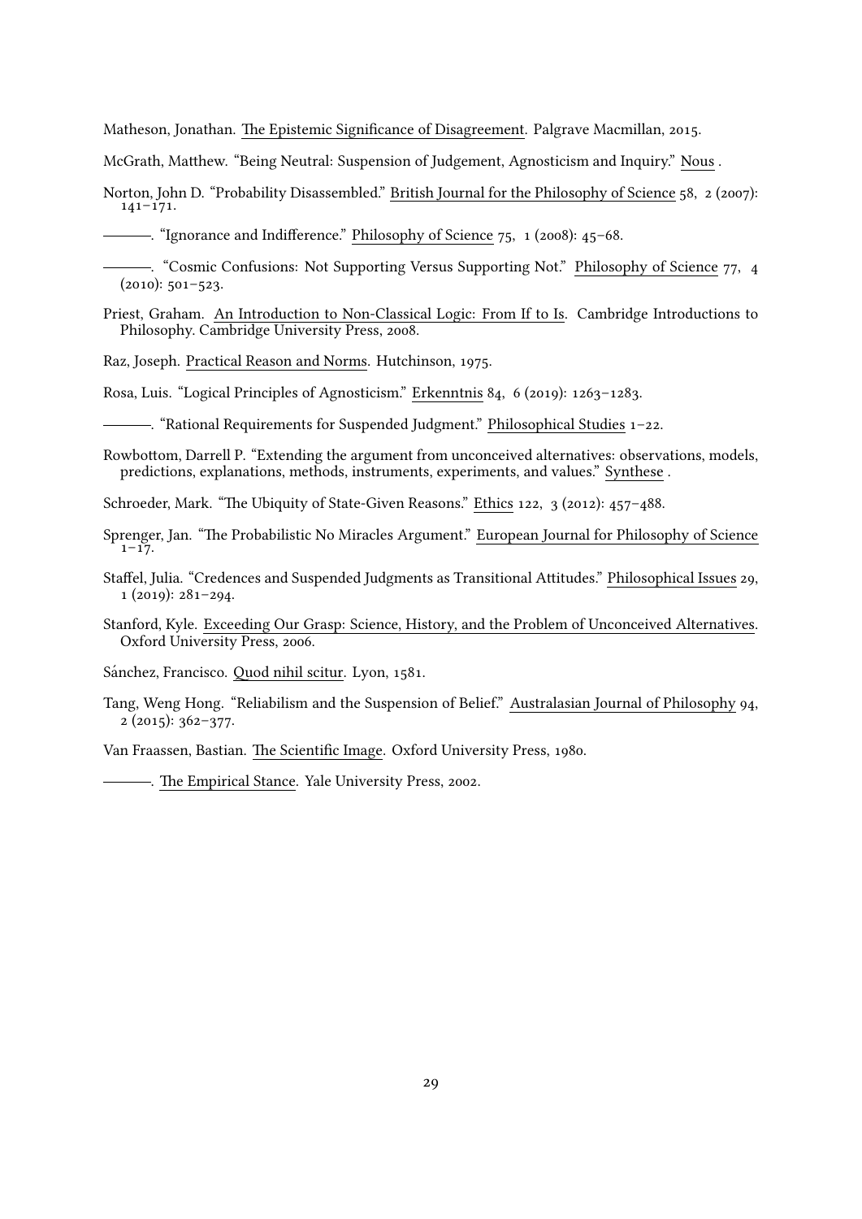Matheson, Jonathan. The Epistemic Significance of Disagreement. Palgrave Macmillan, 2015.

McGrath, Matthew. "Being Neutral: Suspension of Judgement, Agnosticism and Inquiry." Nous .

Norton, John D. "Probability Disassembled." British Journal for the Philosophy of Science 58, 2 (2007): 141–171.

———. "Ignorance and Indifference." Philosophy of Science 75, 1 (2008): 45–68.

———. "Cosmic Confusions: Not Supporting Versus Supporting Not." Philosophy of Science 77, 4 (2010): 501–523.

Priest, Graham. An Introduction to Non-Classical Logic: From If to Is. Cambridge Introductions to Philosophy. Cambridge University Press, 2008.

Raz, Joseph. Practical Reason and Norms. Hutchinson, 1975.

Rosa, Luis. "Logical Principles of Agnosticism." Erkenntnis 84, 6 (2019): 1263–1283.

———. "Rational Requirements for Suspended Judgment." Philosophical Studies 1–22.

Rowbottom, Darrell P. "Extending the argument from unconceived alternatives: observations, models, predictions, explanations, methods, instruments, experiments, and values." Synthese .

Schroeder, Mark. "The Ubiquity of State-Given Reasons." Ethics 122, 3 (2012): 457–488.

Sprenger, Jan. "The Probabilistic No Miracles Argument." European Journal for Philosophy of Science 1–17.

Staffel, Julia. "Credences and Suspended Judgments as Transitional Attitudes." Philosophical Issues 29, 1 (2019): 281–294.

Stanford, Kyle. Exceeding Our Grasp: Science, History, and the Problem of Unconceived Alternatives. Oxford University Press, 2006.

Sánchez, Francisco. Quod nihil scitur. Lyon, 1581.

Tang, Weng Hong. "Reliabilism and the Suspension of Belief." Australasian Journal of Philosophy 94, 2 (2015): 362–377.

Van Fraassen, Bastian. The Scientific Image. Oxford University Press, 1980.

———. The Empirical Stance. Yale University Press, 2002.